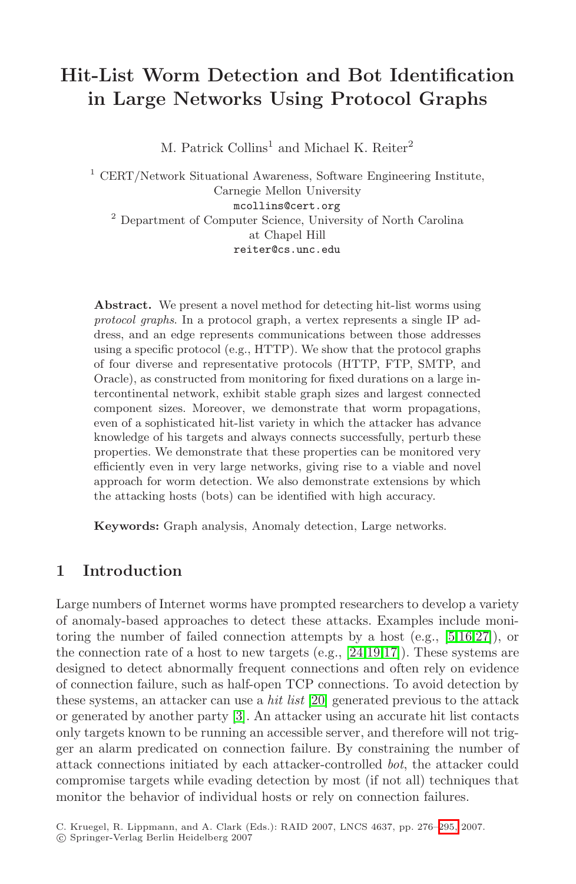# Hit-List Worm Detection and Bot Identification in Large Networks Using Protocol Graphs

M. Patrick Collins[1] and Michael K. Reiter[2]

[1] CERT/Network Situational Awareness, Software Engineering Institute, Carnegie Mellon University
mcollins@cert.org

[2] Department of Computer Science, University of North Carolina at Chapel Hill
reiter@cs.unc.edu

**Abstract.** We present a novel method for detecting hit-list worms using *protocol graphs*. In a protocol graph, a vertex represents a single IP address, and an edge represents communications between those addresses using a specific protocol (e.g., HTTP). We show that the protocol graphs of four diverse and representative protocols (HTTP, FTP, SMTP, and Oracle), as constructed from monitoring for fixed durations on a large intercontinental network, exhibit stable graph sizes and largest connected component sizes. Moreover, we demonstrate that worm propagations, even of a sophisticated hit-list variety in which the attacker has advance knowledge of his targets and always connects successfully, perturb these properties. We demonstrate that these properties can be monitored very efficiently even in very large networks, giving rise to a viable and novel approach for worm detection. We also demonstrate extensions by which the attacking hosts (bots) can be identified with high accuracy.

**Keywords:** Graph analysis, Anomaly detection, Large networks.

## 1 Introduction

Large numbers of Internet worms have prompted researchers to develop a variety of anomaly-based approaches to detect these attacks. Examples include monitoring the number of failed connection attempts by a host (e.g., [5,16,27]), or the connection rate of a host to new targets (e.g., [24,19,17]). These systems are designed to detect abnormally frequent connections and often rely on evidence of connection failure, such as half-open TCP connections. To avoid detection by these systems, an attacker can use a *hit list* [20] generated previous to the attack or generated by another party [3]. An attacker using an accurate hit list contacts only targets known to be running an accessible server, and therefore will not trigger an alarm predicated on connection failure. By constraining the number of attack connections initiated by each attacker-controlled *bot*, the attacker could compromise targets while evading detection by most (if not all) techniques that monitor the behavior of individual hosts or rely on connection failures.

C. Kruegel, R. Lippmann, and A. Clark (Eds.): RAID 2007, LNCS 4637, pp. 276–295, 2007.
© Springer-Verlag Berlin Heidelberg 2007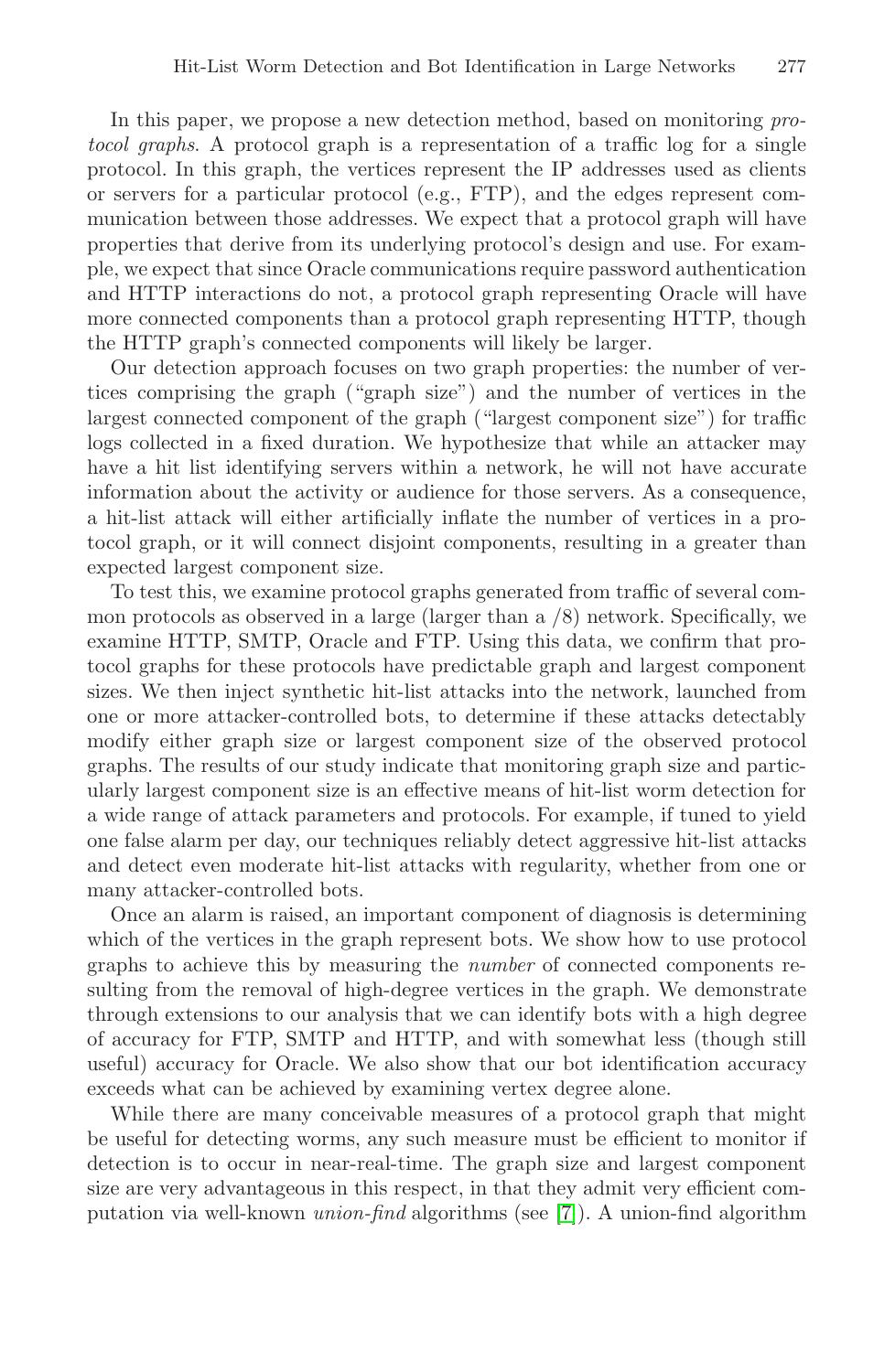In this paper, we propose a new detection method, based on monitoring *protocol graphs*. A protocol graph is a representation of a traffic log for a single protocol. In this graph, the vertices represent the IP addresses used as clients or servers for a particular protocol (e.g., FTP), and the edges represent communication between those addresses. We expect that a protocol graph will have properties that derive from its underlying protocol's design and use. For example, we expect that since Oracle communications require password authentication and HTTP interactions do not, a protocol graph representing Oracle will have more connected components than a protocol graph representing HTTP, though the HTTP graph's connected components will likely be larger.

Our detection approach focuses on two graph properties: the number of vertices comprising the graph ("graph size") and the number of vertices in the largest connected component of the graph ("largest component size") for traffic logs collected in a fixed duration. We hypothesize that while an attacker may have a hit list identifying servers within a network, he will not have accurate information about the activity or audience for those servers. As a consequence, a hit-list attack will either artificially inflate the number of vertices in a protocol graph, or it will connect disjoint components, resulting in a greater than expected largest component size.

To test this, we examine protocol graphs generated from traffic of several common protocols as observed in a large (larger than a /8) network. Specifically, we examine HTTP, SMTP, Oracle and FTP. Using this data, we confirm that protocol graphs for these protocols have predictable graph and largest component sizes. We then inject synthetic hit-list attacks into the network, launched from one or more attacker-controlled bots, to determine if these attacks detectably modify either graph size or largest component size of the observed protocol graphs. The results of our study indicate that monitoring graph size and particularly largest component size is an effective means of hit-list worm detection for a wide range of attack parameters and protocols. For example, if tuned to yield one false alarm per day, our techniques reliably detect aggressive hit-list attacks and detect even moderate hit-list attacks with regularity, whether from one or many attacker-controlled bots.

Once an alarm is raised, an important component of diagnosis is determining which of the vertices in the graph represent bots. We show how to use protocol graphs to achieve this by measuring the *number* of connected components resulting from the removal of high-degree vertices in the graph. We demonstrate through extensions to our analysis that we can identify bots with a high degree of accuracy for FTP, SMTP and HTTP, and with somewhat less (though still useful) accuracy for Oracle. We also show that our bot identification accuracy exceeds what can be achieved by examining vertex degree alone.

While there are many conceivable measures of a protocol graph that might be useful for detecting worms, any such measure must be efficient to monitor if detection is to occur in near-real-time. The graph size and largest component size are very advantageous in this respect, in that they admit very efficient computation via well-known *union-find* algorithms (see [7]). A union-find algorithm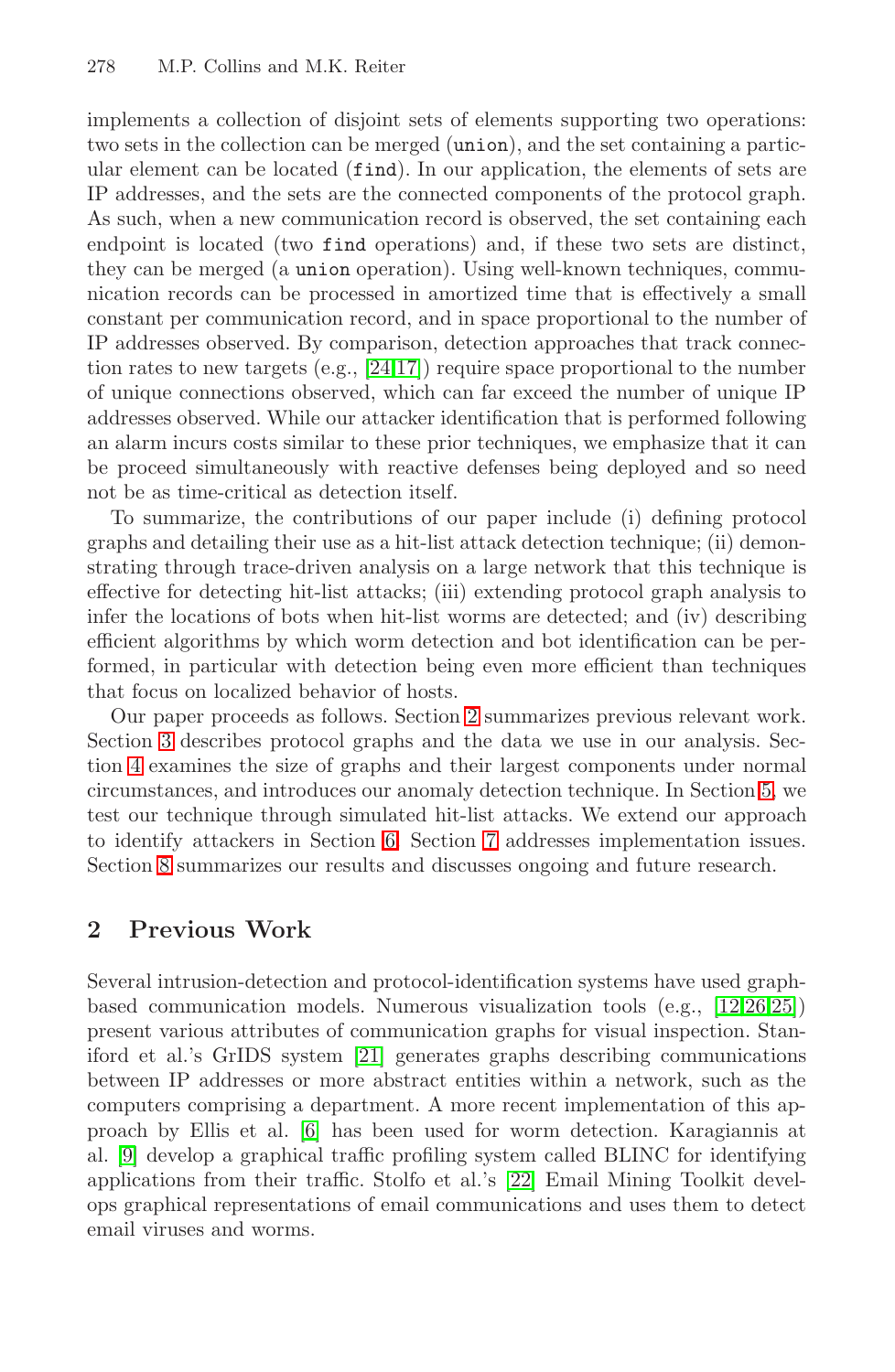implements a collection of disjoint sets of elements supporting two operations: two sets in the collection can be merged (`union`), and the set containing a particular element can be located (`find`). In our application, the elements of sets are IP addresses, and the sets are the connected components of the protocol graph. As such, when a new communication record is observed, the set containing each endpoint is located (two `find` operations) and, if these two sets are distinct, they can be merged (a `union` operation). Using well-known techniques, communication records can be processed in amortized time that is effectively a small constant per communication record, and in space proportional to the number of IP addresses observed. By comparison, detection approaches that track connection rates to new targets (e.g., [24,17]) require space proportional to the number of unique connections observed, which can far exceed the number of unique IP addresses observed. While our attacker identification that is performed following an alarm incurs costs similar to these prior techniques, we emphasize that it can be proceed simultaneously with reactive defenses being deployed and so need not be as time-critical as detection itself.

To summarize, the contributions of our paper include (i) defining protocol graphs and detailing their use as a hit-list attack detection technique; (ii) demonstrating through trace-driven analysis on a large network that this technique is effective for detecting hit-list attacks; (iii) extending protocol graph analysis to infer the locations of bots when hit-list worms are detected; and (iv) describing efficient algorithms by which worm detection and bot identification can be performed, in particular with detection being even more efficient than techniques that focus on localized behavior of hosts.

Our paper proceeds as follows. Section 2 summarizes previous relevant work. Section 3 describes protocol graphs and the data we use in our analysis. Section 4 examines the size of graphs and their largest components under normal circumstances, and introduces our anomaly detection technique. In Section 5, we test our technique through simulated hit-list attacks. We extend our approach to identify attackers in Section 6. Section 7 addresses implementation issues. Section 8 summarizes our results and discusses ongoing and future research.

## 2 Previous Work

Several intrusion-detection and protocol-identification systems have used graph-based communication models. Numerous visualization tools (e.g., [12,26,25]) present various attributes of communication graphs for visual inspection. Staniford et al.'s GrIDS system [21] generates graphs describing communications between IP addresses or more abstract entities within a network, such as the computers comprising a department. A more recent implementation of this approach by Ellis et al. [6] has been used for worm detection. Karagiannis at al. [9] develop a graphical traffic profiling system called BLINC for identifying applications from their traffic. Stolfo et al.'s [22] Email Mining Toolkit develops graphical representations of email communications and uses them to detect email viruses and worms.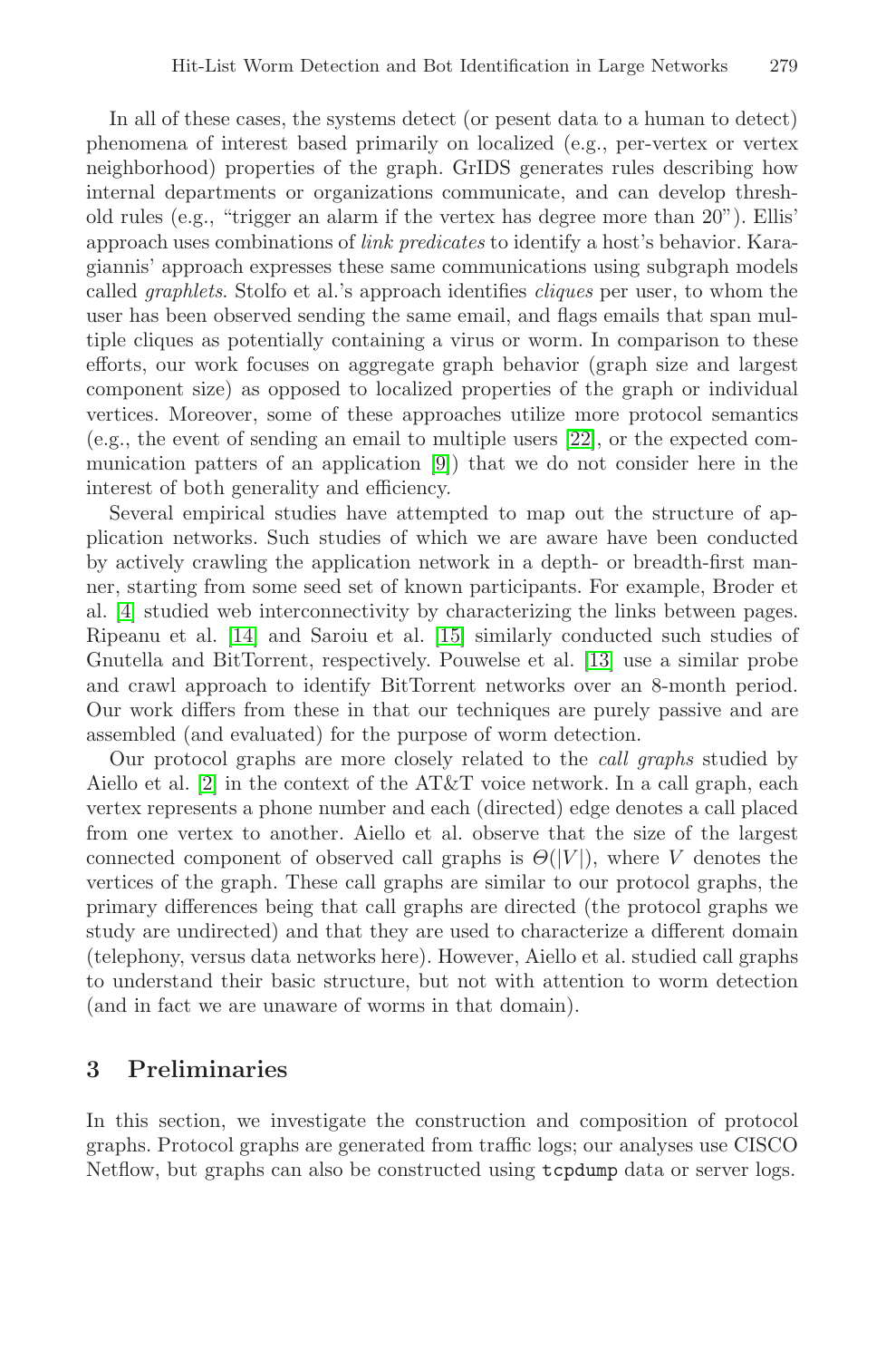In all of these cases, the systems detect (or pesent data to a human to detect) phenomena of interest based primarily on localized (e.g., per-vertex or vertex neighborhood) properties of the graph. GrIDS generates rules describing how internal departments or organizations communicate, and can develop threshold rules (e.g., "trigger an alarm if the vertex has degree more than 20"). Ellis' approach uses combinations of *link predicates* to identify a host's behavior. Karagiannis' approach expresses these same communications using subgraph models called *graphlets*. Stolfo et al.'s approach identifies *cliques* per user, to whom the user has been observed sending the same email, and flags emails that span multiple cliques as potentially containing a virus or worm. In comparison to these efforts, our work focuses on aggregate graph behavior (graph size and largest component size) as opposed to localized properties of the graph or individual vertices. Moreover, some of these approaches utilize more protocol semantics (e.g., the event of sending an email to multiple users [22], or the expected communication patters of an application [9]) that we do not consider here in the interest of both generality and efficiency.

Several empirical studies have attempted to map out the structure of application networks. Such studies of which we are aware have been conducted by actively crawling the application network in a depth- or breadth-first manner, starting from some seed set of known participants. For example, Broder et al. [4] studied web interconnectivity by characterizing the links between pages. Ripeanu et al. [14] and Saroiu et al. [15] similarly conducted such studies of Gnutella and BitTorrent, respectively. Pouwelse et al. [13] use a similar probe and crawl approach to identify BitTorrent networks over an 8-month period. Our work differs from these in that our techniques are purely passive and are assembled (and evaluated) for the purpose of worm detection.

Our protocol graphs are more closely related to the *call graphs* studied by Aiello et al. [2] in the context of the AT&T voice network. In a call graph, each vertex represents a phone number and each (directed) edge denotes a call placed from one vertex to another. Aiello et al. observe that the size of the largest connected component of observed call graphs is $\Theta(|V|)$, where $V$ denotes the vertices of the graph. These call graphs are similar to our protocol graphs, the primary differences being that call graphs are directed (the protocol graphs we study are undirected) and that they are used to characterize a different domain (telephony, versus data networks here). However, Aiello et al. studied call graphs to understand their basic structure, but not with attention to worm detection (and in fact we are unaware of worms in that domain).

## 3 Preliminaries

In this section, we investigate the construction and composition of protocol graphs. Protocol graphs are generated from traffic logs; our analyses use CISCO Netflow, but graphs can also be constructed using `tcpdump` data or server logs.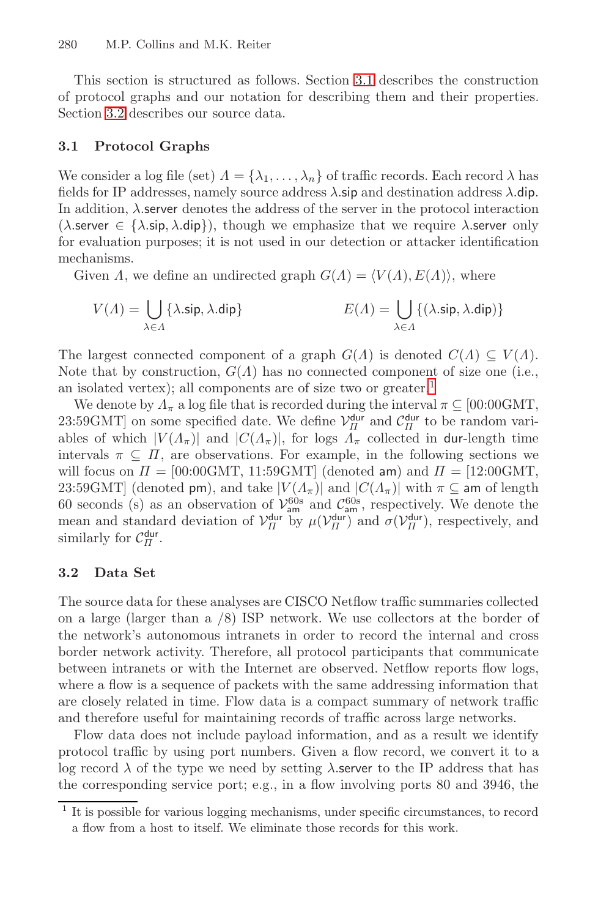This section is structured as follows. Section 3.1 describes the construction of protocol graphs and our notation for describing them and their properties. Section 3.2 describes our source data.

### 3.1 Protocol Graphs

We consider a log file (set) $\Lambda = \{\lambda_1, \ldots, \lambda_n\}$ of traffic records. Each record $\lambda$ has fields for IP addresses, namely source address $\lambda.\mathsf{sip}$ and destination address $\lambda.\mathsf{dip}$. In addition, $\lambda.\mathsf{server}$ denotes the address of the server in the protocol interaction ($\lambda.\mathsf{server} \in \{\lambda.\mathsf{sip}, \lambda.\mathsf{dip}\}$), though we emphasize that we require $\lambda.\mathsf{server}$ only for evaluation purposes; it is not used in our detection or attacker identification mechanisms.

Given $\Lambda$, we define an undirected graph $G(\Lambda) = \langle V(\Lambda), E(\Lambda)\rangle$, where

$$V(\Lambda) = \bigcup_{\lambda \in \Lambda} \{\lambda.\mathsf{sip}, \lambda.\mathsf{dip}\} \qquad\qquad E(\Lambda) = \bigcup_{\lambda \in \Lambda} \{(\lambda.\mathsf{sip}, \lambda.\mathsf{dip})\}$$

The largest connected component of a graph $G(\Lambda)$ is denoted $C(\Lambda) \subseteq V(\Lambda)$. Note that by construction, $G(\Lambda)$ has no connected component of size one (i.e., an isolated vertex); all components are of size two or greater.[1]

We denote by $\Lambda_\pi$ a log file that is recorded during the interval $\pi \subseteq$ [00:00GMT, 23:59GMT] on some specified date. We define $\mathcal{V}_{\Pi}^{\mathsf{dur}}$ and $\mathcal{C}_{\Pi}^{\mathsf{dur}}$ to be random variables of which $|V(\Lambda_\pi)|$ and $|C(\Lambda_\pi)|$, for logs $\Lambda_\pi$ collected in $\mathsf{dur}$-length time intervals $\pi \subseteq \Pi$, are observations. For example, in the following sections we will focus on $\Pi =$ [00:00GMT, 11:59GMT] (denoted $\mathsf{am}$) and $\Pi =$ [12:00GMT, 23:59GMT] (denoted $\mathsf{pm}$), and take $|V(\Lambda_\pi)|$ and $|C(\Lambda_\pi)|$ with $\pi \subseteq \mathsf{am}$ of length 60 seconds (s) as an observation of $\mathcal{V}_{\mathsf{am}}^{60\mathrm{s}}$ and $\mathcal{C}_{\mathsf{am}}^{60\mathrm{s}}$, respectively. We denote the mean and standard deviation of $\mathcal{V}_{\Pi}^{\mathsf{dur}}$ by $\mu(\mathcal{V}_{\Pi}^{\mathsf{dur}})$ and $\sigma(\mathcal{V}_{\Pi}^{\mathsf{dur}})$, respectively, and similarly for $\mathcal{C}_{\Pi}^{\mathsf{dur}}$.

### 3.2 Data Set

The source data for these analyses are CISCO Netflow traffic summaries collected on a large (larger than a /8) ISP network. We use collectors at the border of the network's autonomous intranets in order to record the internal and cross border network activity. Therefore, all protocol participants that communicate between intranets or with the Internet are observed. Netflow reports flow logs, where a flow is a sequence of packets with the same addressing information that are closely related in time. Flow data is a compact summary of network traffic and therefore useful for maintaining records of traffic across large networks.

Flow data does not include payload information, and as a result we identify protocol traffic by using port numbers. Given a flow record, we convert it to a log record $\lambda$ of the type we need by setting $\lambda.\mathsf{server}$ to the IP address that has the corresponding service port; e.g., in a flow involving ports 80 and 3946, the

[1] It is possible for various logging mechanisms, under specific circumstances, to record a flow from a host to itself. We eliminate those records for this work.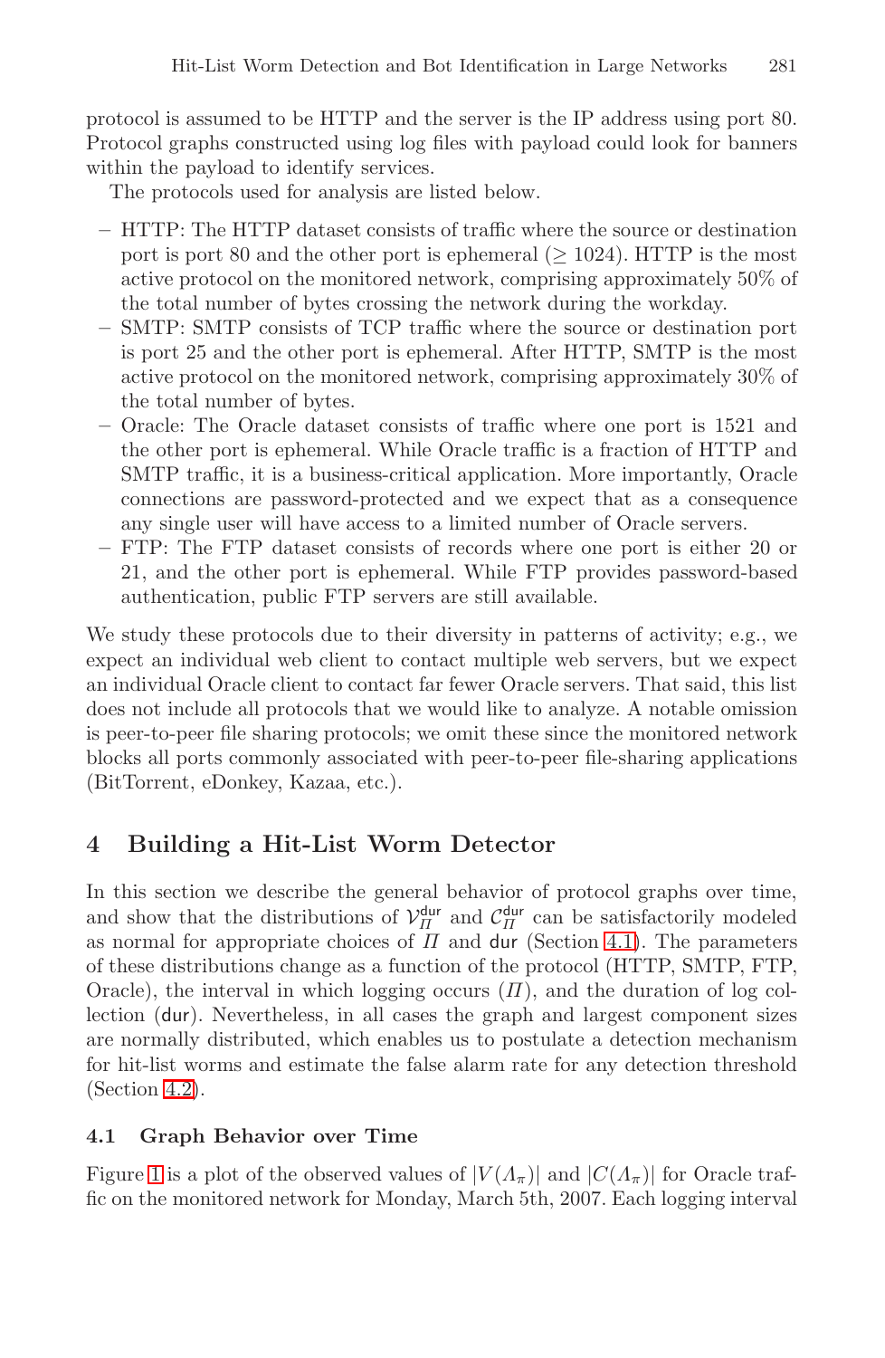protocol is assumed to be HTTP and the server is the IP address using port 80. Protocol graphs constructed using log files with payload could look for banners within the payload to identify services.

The protocols used for analysis are listed below.

- HTTP: The HTTP dataset consists of traffic where the source or destination port is port 80 and the other port is ephemeral ($\geq 1024$). HTTP is the most active protocol on the monitored network, comprising approximately 50% of the total number of bytes crossing the network during the workday.
- SMTP: SMTP consists of TCP traffic where the source or destination port is port 25 and the other port is ephemeral. After HTTP, SMTP is the most active protocol on the monitored network, comprising approximately 30% of the total number of bytes.
- Oracle: The Oracle dataset consists of traffic where one port is 1521 and the other port is ephemeral. While Oracle traffic is a fraction of HTTP and SMTP traffic, it is a business-critical application. More importantly, Oracle connections are password-protected and we expect that as a consequence any single user will have access to a limited number of Oracle servers.
- FTP: The FTP dataset consists of records where one port is either 20 or 21, and the other port is ephemeral. While FTP provides password-based authentication, public FTP servers are still available.

We study these protocols due to their diversity in patterns of activity; e.g., we expect an individual web client to contact multiple web servers, but we expect an individual Oracle client to contact far fewer Oracle servers. That said, this list does not include all protocols that we would like to analyze. A notable omission is peer-to-peer file sharing protocols; we omit these since the monitored network blocks all ports commonly associated with peer-to-peer file-sharing applications (BitTorrent, eDonkey, Kazaa, etc.).

## 4 Building a Hit-List Worm Detector

In this section we describe the general behavior of protocol graphs over time, and show that the distributions of $\mathcal{V}_{\Pi}^{\mathsf{dur}}$ and $\mathcal{C}_{\Pi}^{\mathsf{dur}}$ can be satisfactorily modeled as normal for appropriate choices of $\Pi$ and $\mathsf{dur}$ (Section 4.1). The parameters of these distributions change as a function of the protocol (HTTP, SMTP, FTP, Oracle), the interval in which logging occurs ($\Pi$), and the duration of log collection ($\mathsf{dur}$). Nevertheless, in all cases the graph and largest component sizes are normally distributed, which enables us to postulate a detection mechanism for hit-list worms and estimate the false alarm rate for any detection threshold (Section 4.2).

### 4.1 Graph Behavior over Time

Figure 1 is a plot of the observed values of $|V(\Lambda_{\pi})|$ and $|C(\Lambda_{\pi})|$ for Oracle traffic on the monitored network for Monday, March 5th, 2007. Each logging interval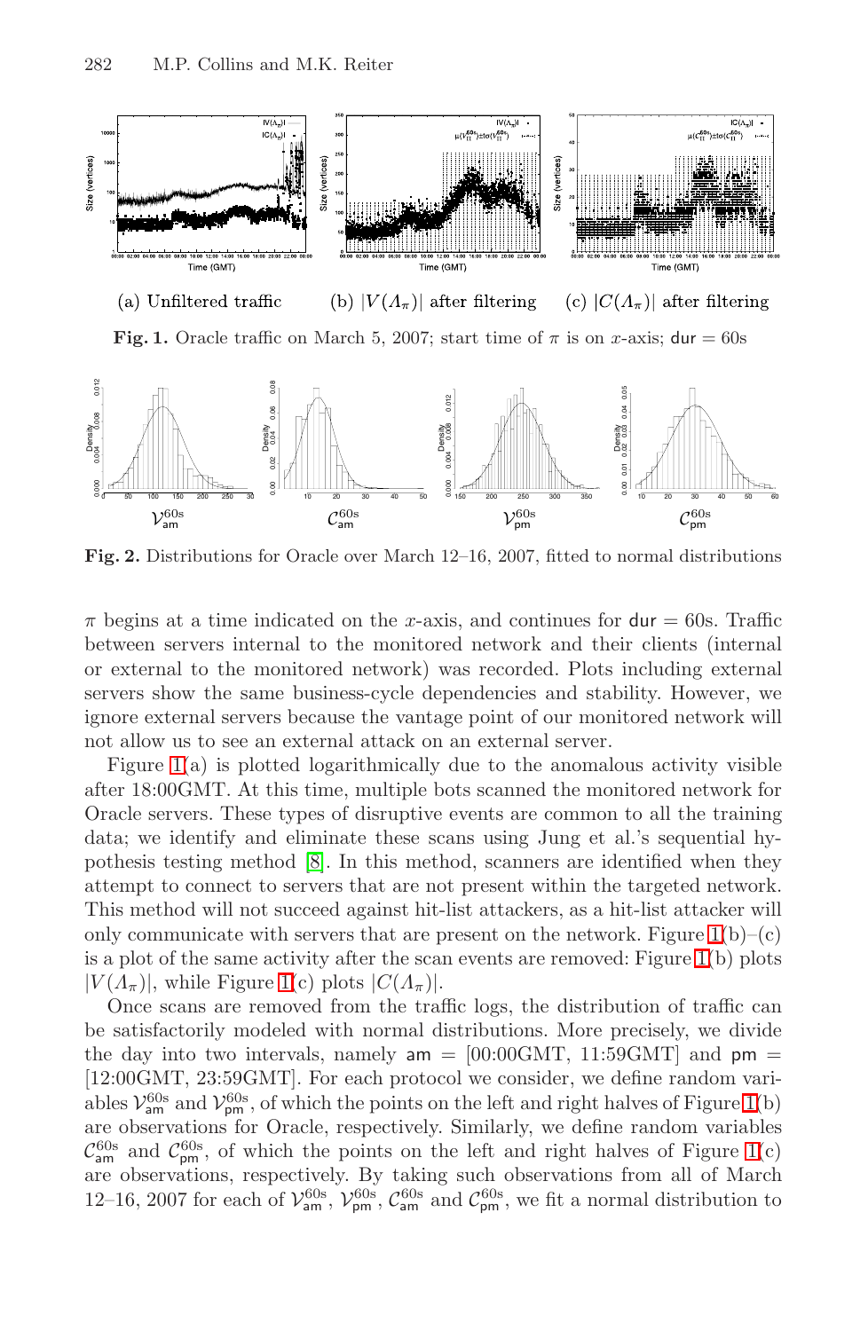(a) Unfiltered traffic (b) $|V(\Lambda_\pi)|$ after filtering (c) $|C(\Lambda_\pi)|$ after filtering

**Fig. 1.** Oracle traffic on March 5, 2007; start time of $\pi$ is on $x$-axis; $\mathsf{dur} = 60\text{s}$

$\mathcal{V}^{60s}_{\mathsf{am}}$ $\mathcal{C}^{60s}_{\mathsf{am}}$ $\mathcal{V}^{60s}_{\mathsf{pm}}$ $\mathcal{C}^{60s}_{\mathsf{pm}}$

**Fig. 2.** Distributions for Oracle over March 12–16, 2007, fitted to normal distributions

$\pi$ begins at a time indicated on the $x$-axis, and continues for $\mathsf{dur} = 60\text{s}$. Traffic between servers internal to the monitored network and their clients (internal or external to the monitored network) was recorded. Plots including external servers show the same business-cycle dependencies and stability. However, we ignore external servers because the vantage point of our monitored network will not allow us to see an external attack on an external server.

Figure 1(a) is plotted logarithmically due to the anomalous activity visible after 18:00GMT. At this time, multiple bots scanned the monitored network for Oracle servers. These types of disruptive events are common to all the training data; we identify and eliminate these scans using Jung et al.'s sequential hypothesis testing method [8]. In this method, scanners are identified when they attempt to connect to servers that are not present within the targeted network. This method will not succeed against hit-list attackers, as a hit-list attacker will only communicate with servers that are present on the network. Figure 1(b)–(c) is a plot of the same activity after the scan events are removed: Figure 1(b) plots $|V(\Lambda_\pi)|$, while Figure 1(c) plots $|C(\Lambda_\pi)|$.

Once scans are removed from the traffic logs, the distribution of traffic can be satisfactorily modeled with normal distributions. More precisely, we divide the day into two intervals, namely $\mathsf{am} = [00{:}00\text{GMT}, 11{:}59\text{GMT}]$ and $\mathsf{pm} = [12{:}00\text{GMT}, 23{:}59\text{GMT}]$. For each protocol we consider, we define random variables $\mathcal{V}^{60s}_{\mathsf{am}}$ and $\mathcal{V}^{60s}_{\mathsf{pm}}$, of which the points on the left and right halves of Figure 1(b) are observations for Oracle, respectively. Similarly, we define random variables $\mathcal{C}^{60s}_{\mathsf{am}}$ and $\mathcal{C}^{60s}_{\mathsf{pm}}$, of which the points on the left and right halves of Figure 1(c) are observations, respectively. By taking such observations from all of March 12–16, 2007 for each of $\mathcal{V}^{60s}_{\mathsf{am}}$, $\mathcal{V}^{60s}_{\mathsf{pm}}$, $\mathcal{C}^{60s}_{\mathsf{am}}$ and $\mathcal{C}^{60s}_{\mathsf{pm}}$, we fit a normal distribution to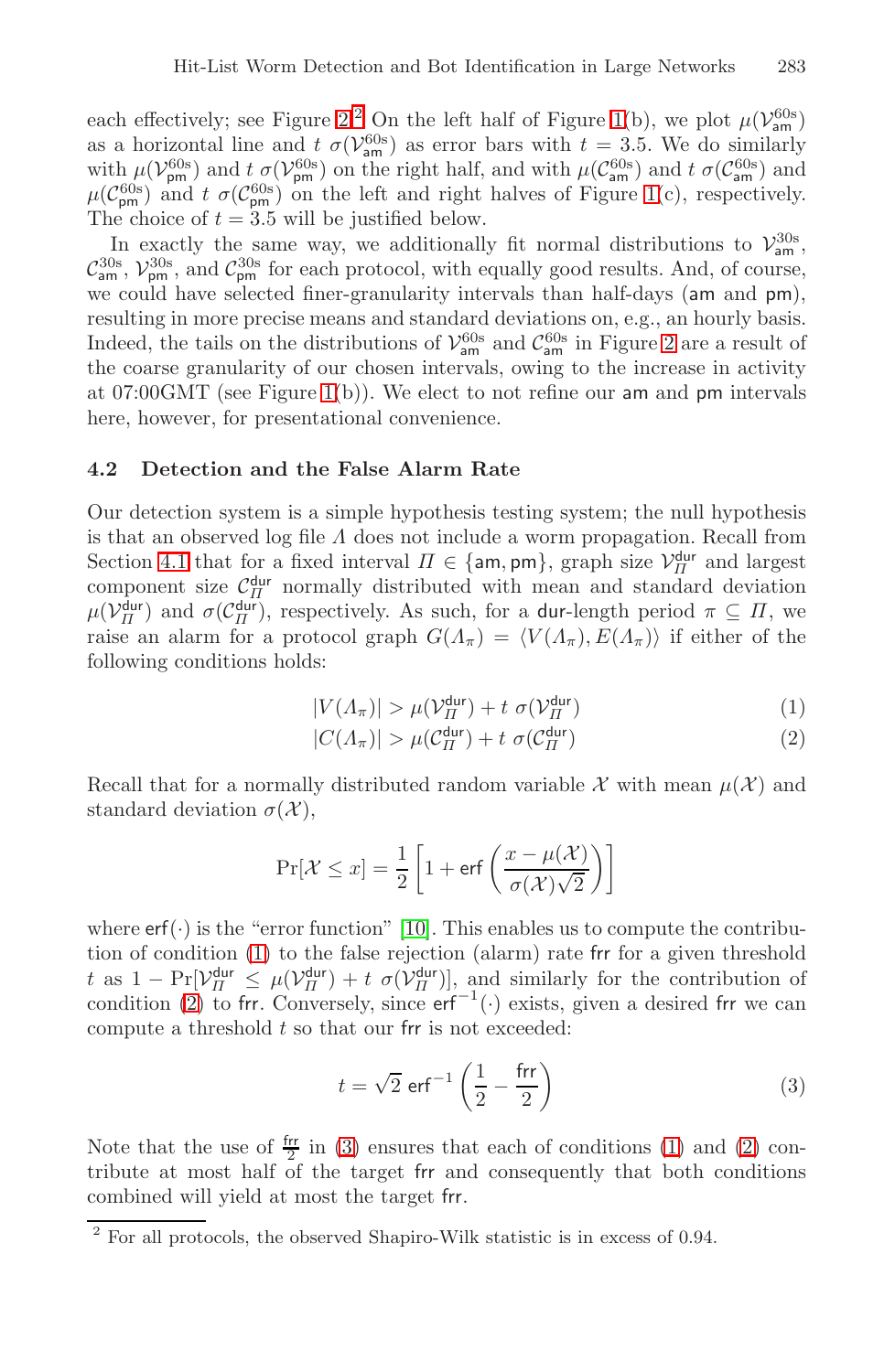each effectively; see Figure 2.[2] On the left half of Figure 1(b), we plot $\mu(\mathcal{V}^{60s}_{\mathsf{am}})$ as a horizontal line and $t\ \sigma(\mathcal{V}^{60s}_{\mathsf{am}})$ as error bars with $t = 3.5$. We do similarly with $\mu(\mathcal{V}^{60s}_{\mathsf{pm}})$ and $t\ \sigma(\mathcal{V}^{60s}_{\mathsf{pm}})$ on the right half, and with $\mu(\mathcal{C}^{60s}_{\mathsf{am}})$ and $t\ \sigma(\mathcal{C}^{60s}_{\mathsf{am}})$ and $\mu(\mathcal{C}^{60s}_{\mathsf{pm}})$ and $t\ \sigma(\mathcal{C}^{60s}_{\mathsf{pm}})$ on the left and right halves of Figure 1(c), respectively. The choice of $t = 3.5$ will be justified below.

In exactly the same way, we additionally fit normal distributions to $\mathcal{V}^{30s}_{\mathsf{am}}$, $\mathcal{C}^{30s}_{\mathsf{am}}$, $\mathcal{V}^{30s}_{\mathsf{pm}}$, and $\mathcal{C}^{30s}_{\mathsf{pm}}$ for each protocol, with equally good results. And, of course, we could have selected finer-granularity intervals than half-days (am and pm), resulting in more precise means and standard deviations on, e.g., an hourly basis. Indeed, the tails on the distributions of $\mathcal{V}^{60s}_{\mathsf{am}}$ and $\mathcal{C}^{60s}_{\mathsf{am}}$ in Figure 2 are a result of the coarse granularity of our chosen intervals, owing to the increase in activity at 07:00GMT (see Figure 1(b)). We elect to not refine our am and pm intervals here, however, for presentational convenience.

### 4.2 Detection and the False Alarm Rate

Our detection system is a simple hypothesis testing system; the null hypothesis is that an observed log file $\Lambda$ does not include a worm propagation. Recall from Section 4.1 that for a fixed interval $\Pi \in \{\mathsf{am}, \mathsf{pm}\}$, graph size $\mathcal{V}^{\mathsf{dur}}_{\Pi}$ and largest component size $\mathcal{C}^{\mathsf{dur}}_{\Pi}$ normally distributed with mean and standard deviation $\mu(\mathcal{V}^{\mathsf{dur}}_{\Pi})$ and $\sigma(\mathcal{C}^{\mathsf{dur}}_{\Pi})$, respectively. As such, for a dur-length period $\pi \subseteq \Pi$, we raise an alarm for a protocol graph $G(\Lambda_\pi) = \langle V(\Lambda_\pi), E(\Lambda_\pi)\rangle$ if either of the following conditions holds:

$$|V(\Lambda_\pi)| > \mu(\mathcal{V}^{\mathsf{dur}}_{\Pi}) + t\ \sigma(\mathcal{V}^{\mathsf{dur}}_{\Pi}) \tag{1}$$

$$|C(\Lambda_\pi)| > \mu(\mathcal{C}^{\mathsf{dur}}_{\Pi}) + t\ \sigma(\mathcal{C}^{\mathsf{dur}}_{\Pi}) \tag{2}$$

Recall that for a normally distributed random variable $\mathcal{X}$ with mean $\mu(\mathcal{X})$ and standard deviation $\sigma(\mathcal{X})$,

$$\Pr[\mathcal{X} \le x] = \frac{1}{2}\left[1 + \mathsf{erf}\left(\frac{x - \mu(\mathcal{X})}{\sigma(\mathcal{X})\sqrt{2}}\right)\right]$$

where $\mathsf{erf}(\cdot)$ is the "error function" [10]. This enables us to compute the contribution of condition (1) to the false rejection (alarm) rate frr for a given threshold $t$ as $1 - \Pr[\mathcal{V}^{\mathsf{dur}}_{\Pi} \le \mu(\mathcal{V}^{\mathsf{dur}}_{\Pi}) + t\ \sigma(\mathcal{V}^{\mathsf{dur}}_{\Pi})]$, and similarly for the contribution of condition (2) to frr. Conversely, since $\mathsf{erf}^{-1}(\cdot)$ exists, given a desired frr we can compute a threshold $t$ so that our frr is not exceeded:

$$t = \sqrt{2}\ \mathsf{erf}^{-1}\left(\frac{1}{2} - \frac{\mathsf{frr}}{2}\right) \tag{3}$$

Note that the use of $\frac{\mathsf{frr}}{2}$ in (3) ensures that each of conditions (1) and (2) contribute at most half of the target frr and consequently that both conditions combined will yield at most the target frr.

---

[2] For all protocols, the observed Shapiro-Wilk statistic is in excess of 0.94.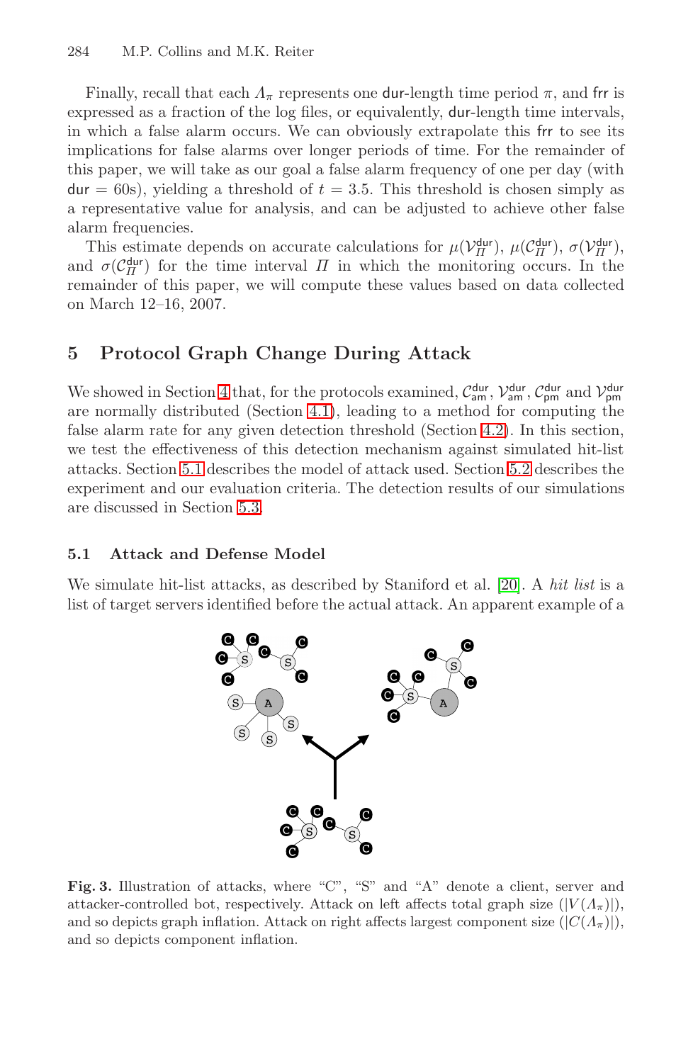Finally, recall that each $\Lambda_\pi$ represents one $\mathsf{dur}$-length time period $\pi$, and $\mathsf{frr}$ is expressed as a fraction of the log files, or equivalently, $\mathsf{dur}$-length time intervals, in which a false alarm occurs. We can obviously extrapolate this $\mathsf{frr}$ to see its implications for false alarms over longer periods of time. For the remainder of this paper, we will take as our goal a false alarm frequency of one per day (with $\mathsf{dur} = 60\text{s}$), yielding a threshold of $t = 3.5$. This threshold is chosen simply as a representative value for analysis, and can be adjusted to achieve other false alarm frequencies.

This estimate depends on accurate calculations for $\mu(\mathcal{V}_\Pi^{\mathsf{dur}})$, $\mu(\mathcal{C}_\Pi^{\mathsf{dur}})$, $\sigma(\mathcal{V}_\Pi^{\mathsf{dur}})$, and $\sigma(\mathcal{C}_\Pi^{\mathsf{dur}})$ for the time interval $\Pi$ in which the monitoring occurs. In the remainder of this paper, we will compute these values based on data collected on March 12–16, 2007.

## 5 Protocol Graph Change During Attack

We showed in Section 4 that, for the protocols examined, $\mathcal{C}_{\mathsf{am}}^{\mathsf{dur}}$, $\mathcal{V}_{\mathsf{am}}^{\mathsf{dur}}$, $\mathcal{C}_{\mathsf{pm}}^{\mathsf{dur}}$ and $\mathcal{V}_{\mathsf{pm}}^{\mathsf{dur}}$ are normally distributed (Section 4.1), leading to a method for computing the false alarm rate for any given detection threshold (Section 4.2). In this section, we test the effectiveness of this detection mechanism against simulated hit-list attacks. Section 5.1 describes the model of attack used. Section 5.2 describes the experiment and our evaluation criteria. The detection results of our simulations are discussed in Section 5.3.

### 5.1 Attack and Defense Model

We simulate hit-list attacks, as described by Staniford et al. [20]. A *hit list* is a list of target servers identified before the actual attack. An apparent example of a

**Fig. 3.** Illustration of attacks, where "C", "S" and "A" denote a client, server and attacker-controlled bot, respectively. Attack on left affects total graph size ($|V(\Lambda_\pi)|$), and so depicts graph inflation. Attack on right affects largest component size ($|C(\Lambda_\pi)|$), and so depicts component inflation.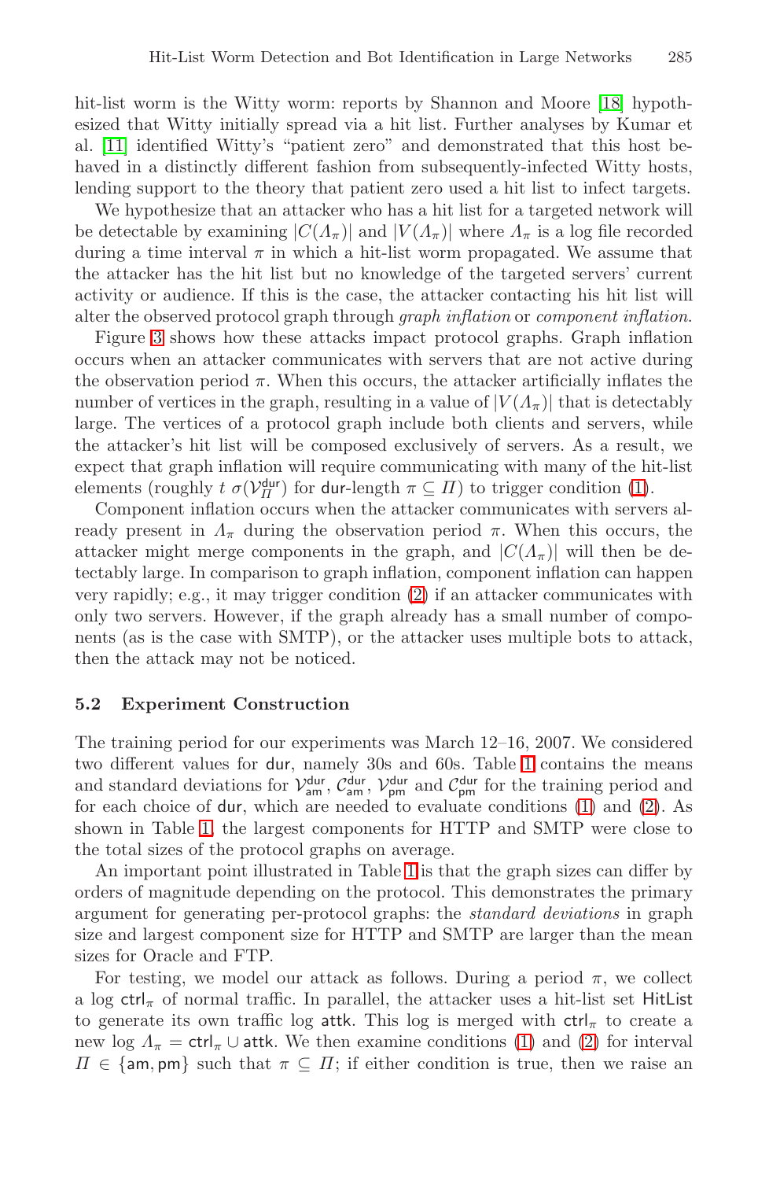hit-list worm is the Witty worm: reports by Shannon and Moore [18] hypothesized that Witty initially spread via a hit list. Further analyses by Kumar et al. [11] identified Witty's "patient zero" and demonstrated that this host behaved in a distinctly different fashion from subsequently-infected Witty hosts, lending support to the theory that patient zero used a hit list to infect targets.

We hypothesize that an attacker who has a hit list for a targeted network will be detectable by examining $|C(\Lambda_\pi)|$ and $|V(\Lambda_\pi)|$ where $\Lambda_\pi$ is a log file recorded during a time interval $\pi$ in which a hit-list worm propagated. We assume that the attacker has the hit list but no knowledge of the targeted servers' current activity or audience. If this is the case, the attacker contacting his hit list will alter the observed protocol graph through *graph inflation* or *component inflation*.

Figure 3 shows how these attacks impact protocol graphs. Graph inflation occurs when an attacker communicates with servers that are not active during the observation period $\pi$. When this occurs, the attacker artificially inflates the number of vertices in the graph, resulting in a value of $|V(\Lambda_\pi)|$ that is detectably large. The vertices of a protocol graph include both clients and servers, while the attacker's hit list will be composed exclusively of servers. As a result, we expect that graph inflation will require communicating with many of the hit-list elements (roughly $t\ \sigma(\mathcal{V}_\Pi^{\mathsf{dur}})$ for $\mathsf{dur}$-length $\pi \subseteq \Pi$) to trigger condition (1).

Component inflation occurs when the attacker communicates with servers already present in $\Lambda_\pi$ during the observation period $\pi$. When this occurs, the attacker might merge components in the graph, and $|C(\Lambda_\pi)|$ will then be detectably large. In comparison to graph inflation, component inflation can happen very rapidly; e.g., it may trigger condition (2) if an attacker communicates with only two servers. However, if the graph already has a small number of components (as is the case with SMTP), or the attacker uses multiple bots to attack, then the attack may not be noticed.

### 5.2 Experiment Construction

The training period for our experiments was March 12–16, 2007. We considered two different values for $\mathsf{dur}$, namely 30s and 60s. Table 1 contains the means and standard deviations for $\mathcal{V}_{\mathsf{am}}^{\mathsf{dur}}$, $\mathcal{C}_{\mathsf{am}}^{\mathsf{dur}}$, $\mathcal{V}_{\mathsf{pm}}^{\mathsf{dur}}$ and $\mathcal{C}_{\mathsf{pm}}^{\mathsf{dur}}$ for the training period and for each choice of $\mathsf{dur}$, which are needed to evaluate conditions (1) and (2). As shown in Table 1, the largest components for HTTP and SMTP were close to the total sizes of the protocol graphs on average.

An important point illustrated in Table 1 is that the graph sizes can differ by orders of magnitude depending on the protocol. This demonstrates the primary argument for generating per-protocol graphs: the *standard deviations* in graph size and largest component size for HTTP and SMTP are larger than the mean sizes for Oracle and FTP.

For testing, we model our attack as follows. During a period $\pi$, we collect a log $\mathsf{ctrl}_\pi$ of normal traffic. In parallel, the attacker uses a hit-list set $\mathsf{HitList}$ to generate its own traffic log $\mathsf{attk}$. This log is merged with $\mathsf{ctrl}_\pi$ to create a new log $\Lambda_\pi = \mathsf{ctrl}_\pi \cup \mathsf{attk}$. We then examine conditions (1) and (2) for interval $\Pi \in \{\mathsf{am}, \mathsf{pm}\}$ such that $\pi \subseteq \Pi$; if either condition is true, then we raise an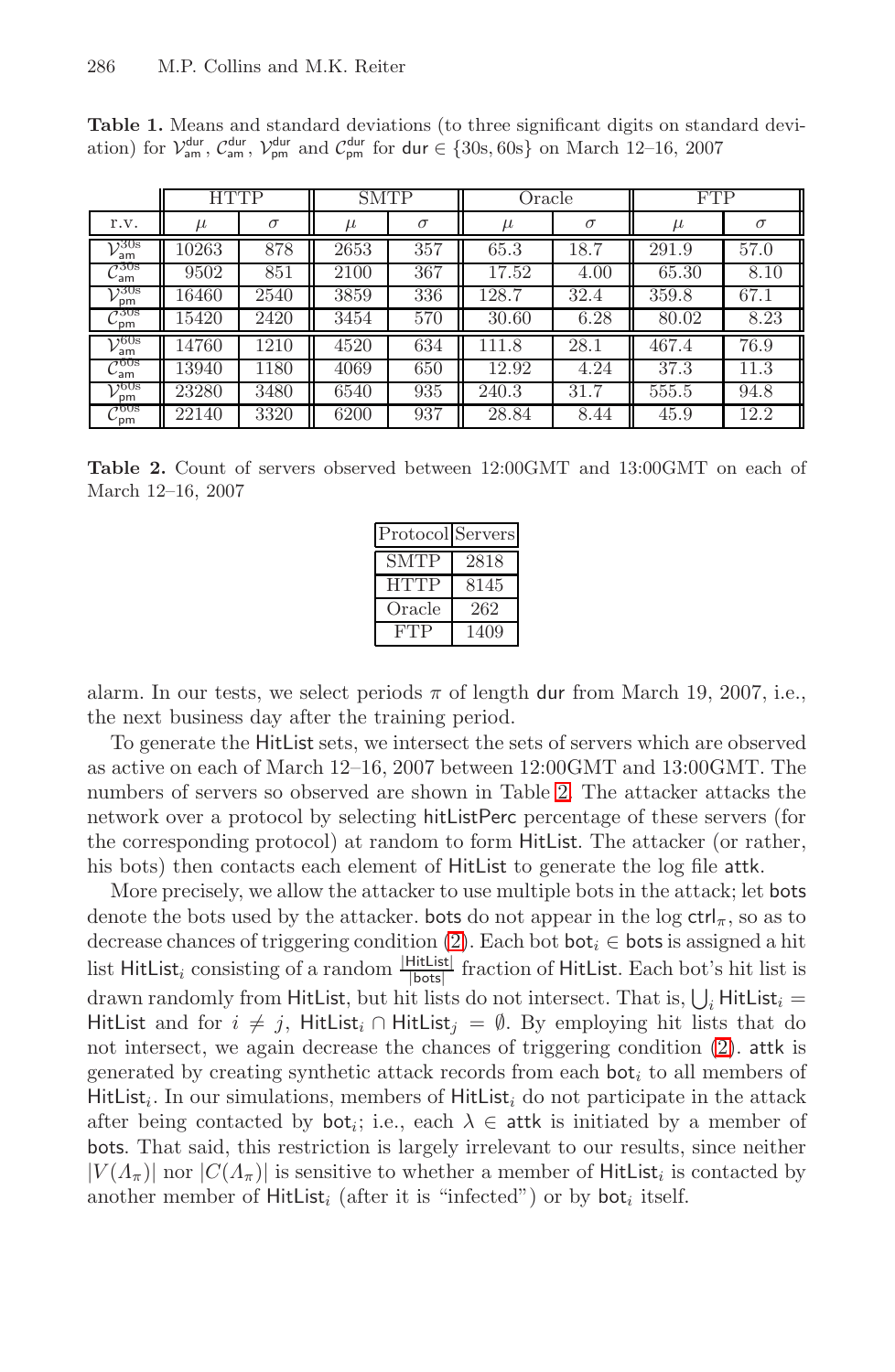**Table 1.** Means and standard deviations (to three significant digits on standard deviation) for $\mathcal{V}_{\mathsf{am}}^{\mathsf{dur}}$, $\mathcal{C}_{\mathsf{am}}^{\mathsf{dur}}$, $\mathcal{V}_{\mathsf{pm}}^{\mathsf{dur}}$ and $\mathcal{C}_{\mathsf{pm}}^{\mathsf{dur}}$ for $\mathsf{dur} \in \{30\text{s}, 60\text{s}\}$ on March 12–16, 2007

| | HTTP | | SMTP | | Oracle | | FTP | |
|---|---|---|---|---|---|---|---|---|
| r.v. | $\mu$ | $\sigma$ | $\mu$ | $\sigma$ | $\mu$ | $\sigma$ | $\mu$ | $\sigma$ |
| $\mathcal{V}_{\mathsf{am}}^{30\text{s}}$ | 10263 | 878 | 2653 | 357 | 65.3 | 18.7 | 291.9 | 57.0 |
| $\mathcal{C}_{\mathsf{am}}^{30\text{s}}$ | 9502 | 851 | 2100 | 367 | 17.52 | 4.00 | 65.30 | 8.10 |
| $\mathcal{V}_{\mathsf{pm}}^{30\text{s}}$ | 16460 | 2540 | 3859 | 336 | 128.7 | 32.4 | 359.8 | 67.1 |
| $\mathcal{C}_{\mathsf{pm}}^{30\text{s}}$ | 15420 | 2420 | 3454 | 570 | 30.60 | 6.28 | 80.02 | 8.23 |
| $\mathcal{V}_{\mathsf{am}}^{60\text{s}}$ | 14760 | 1210 | 4520 | 634 | 111.8 | 28.1 | 467.4 | 76.9 |
| $\mathcal{C}_{\mathsf{am}}^{60\text{s}}$ | 13940 | 1180 | 4069 | 650 | 12.92 | 4.24 | 37.3 | 11.3 |
| $\mathcal{V}_{\mathsf{pm}}^{60\text{s}}$ | 23280 | 3480 | 6540 | 935 | 240.3 | 31.7 | 555.5 | 94.8 |
| $\mathcal{C}_{\mathsf{pm}}^{60\text{s}}$ | 22140 | 3320 | 6200 | 937 | 28.84 | 8.44 | 45.9 | 12.2 |

**Table 2.** Count of servers observed between 12:00GMT and 13:00GMT on each of March 12–16, 2007

| Protocol | Servers |
|---|---|
| SMTP | 2818 |
| HTTP | 8145 |
| Oracle | 262 |
| FTP | 1409 |

alarm. In our tests, we select periods $\pi$ of length $\mathsf{dur}$ from March 19, 2007, i.e., the next business day after the training period.

To generate the $\mathsf{HitList}$ sets, we intersect the sets of servers which are observed as active on each of March 12–16, 2007 between 12:00GMT and 13:00GMT. The numbers of servers so observed are shown in Table 2. The attacker attacks the network over a protocol by selecting $\mathsf{hitListPerc}$ percentage of these servers (for the corresponding protocol) at random to form $\mathsf{HitList}$. The attacker (or rather, his bots) then contacts each element of $\mathsf{HitList}$ to generate the log file $\mathsf{attk}$.

More precisely, we allow the attacker to use multiple bots in the attack; let $\mathsf{bots}$ denote the bots used by the attacker. $\mathsf{bots}$ do not appear in the log $\mathsf{ctrl}_\pi$, so as to decrease chances of triggering condition (2). Each bot $\mathsf{bot}_i \in \mathsf{bots}$ is assigned a hit list $\mathsf{HitList}_i$ consisting of a random $\frac{|\mathsf{HitList}|}{|\mathsf{bots}|}$ fraction of $\mathsf{HitList}$. Each bot's hit list is drawn randomly from $\mathsf{HitList}$, but hit lists do not intersect. That is, $\bigcup_i \mathsf{HitList}_i = \mathsf{HitList}$ and for $i \neq j$, $\mathsf{HitList}_i \cap \mathsf{HitList}_j = \emptyset$. By employing hit lists that do not intersect, we again decrease the chances of triggering condition (2). $\mathsf{attk}$ is generated by creating synthetic attack records from each $\mathsf{bot}_i$ to all members of $\mathsf{HitList}_i$. In our simulations, members of $\mathsf{HitList}_i$ do not participate in the attack after being contacted by $\mathsf{bot}_i$; i.e., each $\lambda \in \mathsf{attk}$ is initiated by a member of $\mathsf{bots}$. That said, this restriction is largely irrelevant to our results, since neither $|V(\Lambda_\pi)|$ nor $|C(\Lambda_\pi)|$ is sensitive to whether a member of $\mathsf{HitList}_i$ is contacted by another member of $\mathsf{HitList}_i$ (after it is "infected") or by $\mathsf{bot}_i$ itself.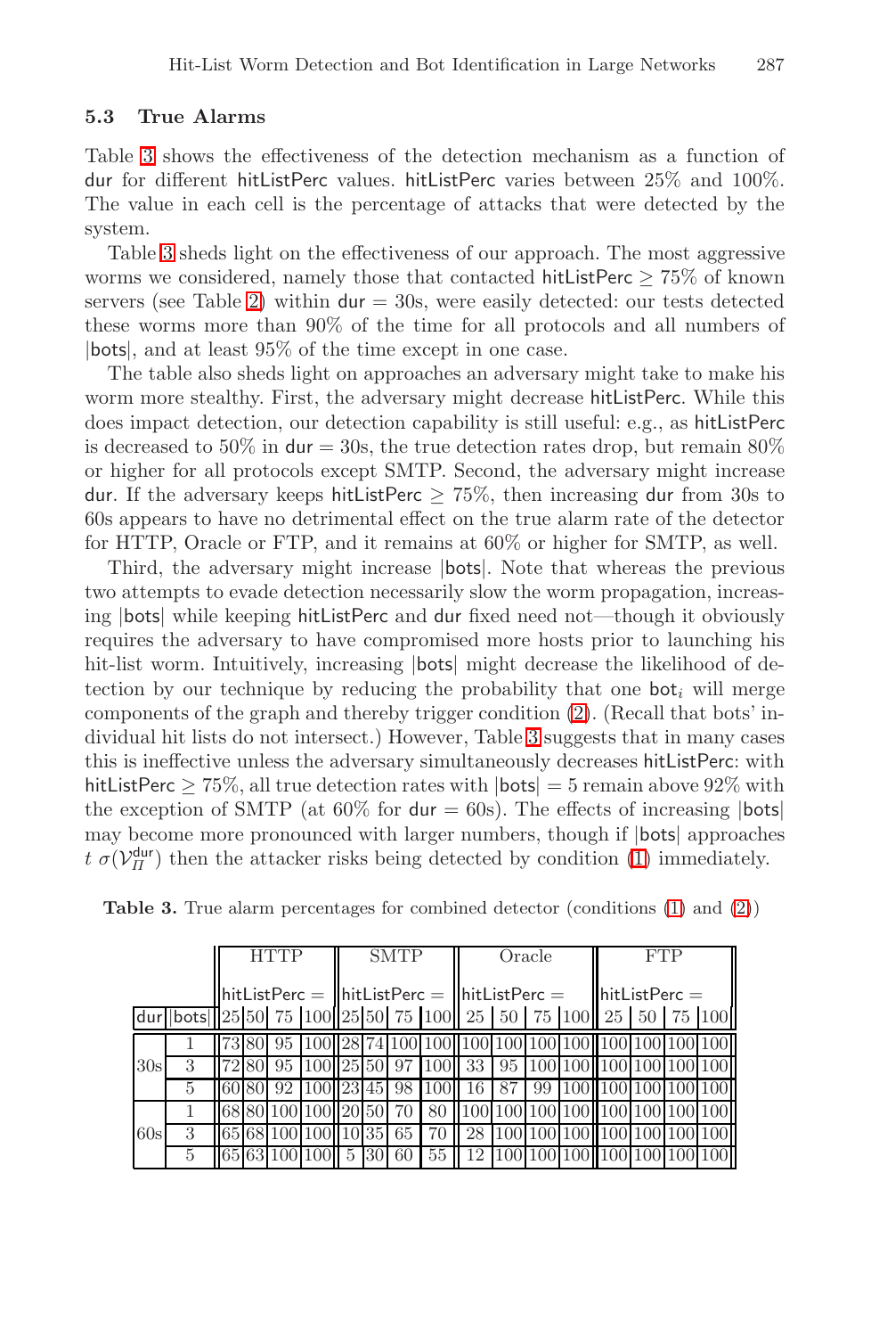### 5.3 True Alarms

Table 3 shows the effectiveness of the detection mechanism as a function of dur for different hitListPerc values. hitListPerc varies between 25% and 100%. The value in each cell is the percentage of attacks that were detected by the system.

Table 3 sheds light on the effectiveness of our approach. The most aggressive worms we considered, namely those that contacted hitListPerc $\geq 75\%$ of known servers (see Table 2) within dur $= 30$s, were easily detected: our tests detected these worms more than 90% of the time for all protocols and all numbers of |bots|, and at least 95% of the time except in one case.

The table also sheds light on approaches an adversary might take to make his worm more stealthy. First, the adversary might decrease hitListPerc. While this does impact detection, our detection capability is still useful: e.g., as hitListPerc is decreased to 50% in dur $= 30$s, the true detection rates drop, but remain 80% or higher for all protocols except SMTP. Second, the adversary might increase dur. If the adversary keeps hitListPerc $\geq 75\%$, then increasing dur from 30s to 60s appears to have no detrimental effect on the true alarm rate of the detector for HTTP, Oracle or FTP, and it remains at 60% or higher for SMTP, as well.

Third, the adversary might increase |bots|. Note that whereas the previous two attempts to evade detection necessarily slow the worm propagation, increasing |bots| while keeping hitListPerc and dur fixed need not—though it obviously requires the adversary to have compromised more hosts prior to launching his hit-list worm. Intuitively, increasing |bots| might decrease the likelihood of detection by our technique by reducing the probability that one $\mathsf{bot}_i$ will merge components of the graph and thereby trigger condition (2). (Recall that bots' individual hit lists do not intersect.) However, Table 3 suggests that in many cases this is ineffective unless the adversary simultaneously decreases hitListPerc: with hitListPerc $\geq 75\%$, all true detection rates with |bots| $= 5$ remain above 92% with the exception of SMTP (at 60% for dur $= 60$s). The effects of increasing |bots| may become more pronounced with larger numbers, though if |bots| approaches $t\ \sigma(\mathcal{V}_{\Pi}^{\mathsf{dur}})$ then the attacker risks being detected by condition (1) immediately.

**Table 3.** True alarm percentages for combined detector (conditions (1) and (2))

| | | HTTP | | | | SMTP | | | | Oracle | | | | FTP | | | |
|---|---|---|---|---|---|---|---|---|---|---|---|---|---|---|---|---|---|
| | | hitListPerc = | | | | hitListPerc = | | | | hitListPerc = | | | | hitListPerc = | | | |
| dur | \|bots\| | 25 | 50 | 75 | 100 | 25 | 50 | 75 | 100 | 25 | 50 | 75 | 100 | 25 | 50 | 75 | 100 |
| 30s | 1 | 73 | 80 | 95 | 100 | 28 | 74 | 100 | 100 | 100 | 100 | 100 | 100 | 100 | 100 | 100 | 100 |
| | 3 | 72 | 80 | 95 | 100 | 25 | 50 | 97 | 100 | 33 | 95 | 100 | 100 | 100 | 100 | 100 | 100 |
| | 5 | 60 | 80 | 92 | 100 | 23 | 45 | 98 | 100 | 16 | 87 | 99 | 100 | 100 | 100 | 100 | 100 |
| 60s | 1 | 68 | 80 | 100 | 100 | 20 | 50 | 70 | 80 | 100 | 100 | 100 | 100 | 100 | 100 | 100 | 100 |
| | 3 | 65 | 68 | 100 | 100 | 10 | 35 | 65 | 70 | 28 | 100 | 100 | 100 | 100 | 100 | 100 | 100 |
| | 5 | 65 | 63 | 100 | 100 | 5 | 30 | 60 | 55 | 12 | 100 | 100 | 100 | 100 | 100 | 100 | 100 |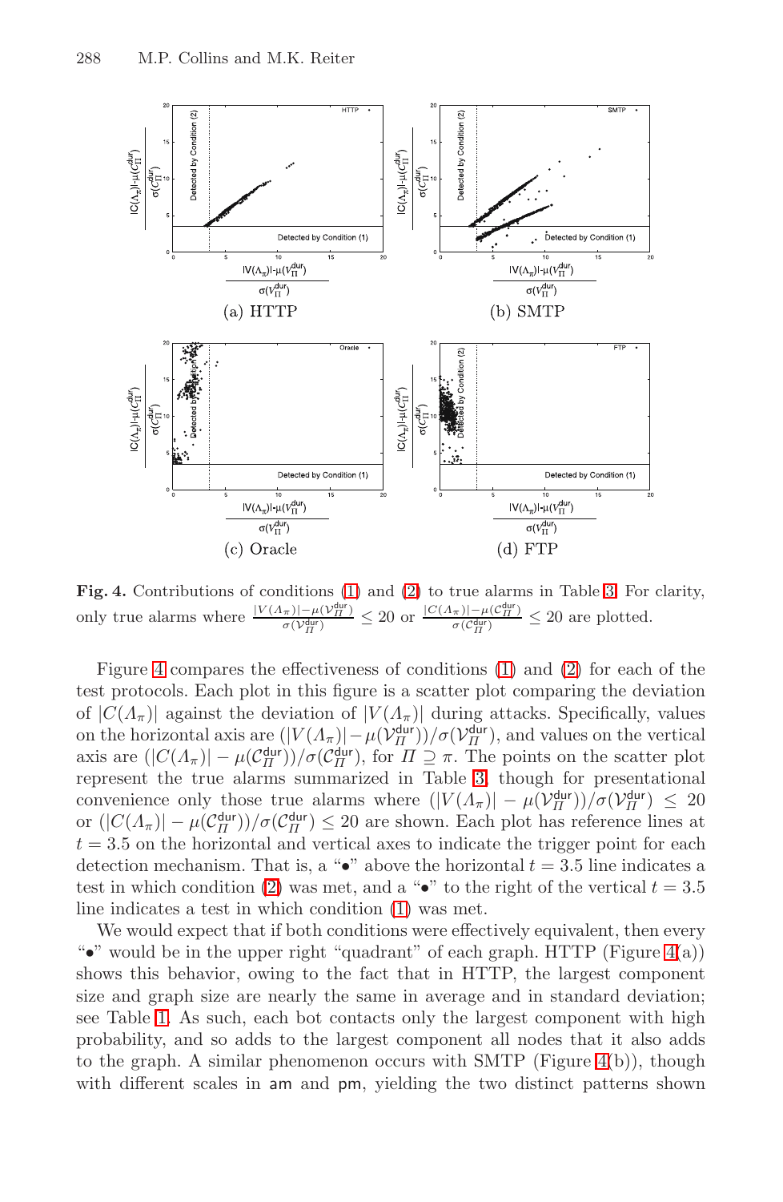**Fig. 4.** Contributions of conditions (1) and (2) to true alarms in Table 3. For clarity, only true alarms where $\frac{|V(\Lambda_\pi)|-\mu(\mathcal{V}_\Pi^{\text{dur}})}{\sigma(\mathcal{V}_\Pi^{\text{dur}})} \leq 20$ or $\frac{|C(\Lambda_\pi)|-\mu(\mathcal{C}_\Pi^{\text{dur}})}{\sigma(\mathcal{C}_\Pi^{\text{dur}})} \leq 20$ are plotted.

Figure 4 compares the effectiveness of conditions (1) and (2) for each of the test protocols. Each plot in this figure is a scatter plot comparing the deviation of $|C(\Lambda_\pi)|$ against the deviation of $|V(\Lambda_\pi)|$ during attacks. Specifically, values on the horizontal axis are $(|V(\Lambda_\pi)| - \mu(\mathcal{V}_\Pi^{\text{dur}}))/\sigma(\mathcal{V}_\Pi^{\text{dur}})$, and values on the vertical axis are $(|C(\Lambda_\pi)| - \mu(\mathcal{C}_\Pi^{\text{dur}}))/\sigma(\mathcal{C}_\Pi^{\text{dur}})$, for $\Pi \supseteq \pi$. The points on the scatter plot represent the true alarms summarized in Table 3, though for presentational convenience only those true alarms where $(|V(\Lambda_\pi)| - \mu(\mathcal{V}_\Pi^{\text{dur}}))/\sigma(\mathcal{V}_\Pi^{\text{dur}}) \leq 20$ or $(|C(\Lambda_\pi)| - \mu(\mathcal{C}_\Pi^{\text{dur}}))/\sigma(\mathcal{C}_\Pi^{\text{dur}}) \leq 20$ are shown. Each plot has reference lines at $t = 3.5$ on the horizontal and vertical axes to indicate the trigger point for each detection mechanism. That is, a "•" above the horizontal $t = 3.5$ line indicates a test in which condition (2) was met, and a "•" to the right of the vertical $t = 3.5$ line indicates a test in which condition (1) was met.

We would expect that if both conditions were effectively equivalent, then every "•" would be in the upper right "quadrant" of each graph. HTTP (Figure 4(a)) shows this behavior, owing to the fact that in HTTP, the largest component size and graph size are nearly the same in average and in standard deviation; see Table 1. As such, each bot contacts only the largest component with high probability, and so adds to the largest component all nodes that it also adds to the graph. A similar phenomenon occurs with SMTP (Figure 4(b)), though with different scales in am and pm, yielding the two distinct patterns shown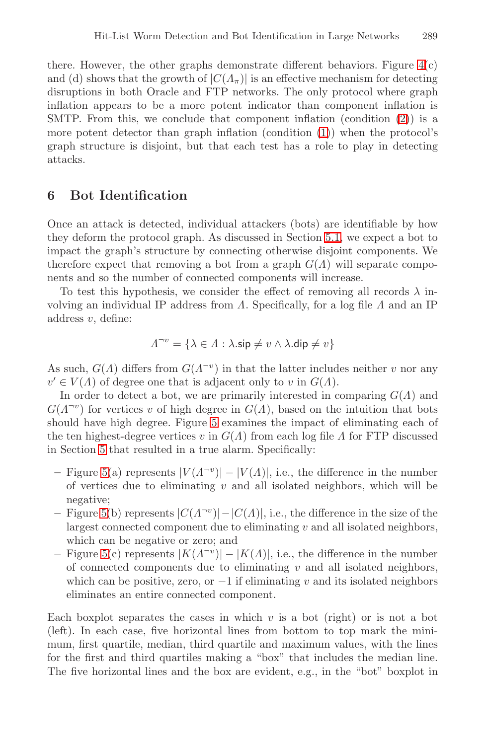there. However, the other graphs demonstrate different behaviors. Figure 4(c) and (d) shows that the growth of $|C(\Lambda_\pi)|$ is an effective mechanism for detecting disruptions in both Oracle and FTP networks. The only protocol where graph inflation appears to be a more potent indicator than component inflation is SMTP. From this, we conclude that component inflation (condition (2)) is a more potent detector than graph inflation (condition (1)) when the protocol's graph structure is disjoint, but that each test has a role to play in detecting attacks.

## 6 Bot Identification

Once an attack is detected, individual attackers (bots) are identifiable by how they deform the protocol graph. As discussed in Section 5.1, we expect a bot to impact the graph's structure by connecting otherwise disjoint components. We therefore expect that removing a bot from a graph $G(\Lambda)$ will separate components and so the number of connected components will increase.

To test this hypothesis, we consider the effect of removing all records $\lambda$ involving an individual IP address from $\Lambda$. Specifically, for a log file $\Lambda$ and an IP address $v$, define:

$$\Lambda^{\neg v} = \{\lambda \in \Lambda : \lambda.\mathsf{sip} \neq v \wedge \lambda.\mathsf{dip} \neq v\}$$

As such, $G(\Lambda)$ differs from $G(\Lambda^{\neg v})$ in that the latter includes neither $v$ nor any $v' \in V(\Lambda)$ of degree one that is adjacent only to $v$ in $G(\Lambda)$.

In order to detect a bot, we are primarily interested in comparing $G(\Lambda)$ and $G(\Lambda^{\neg v})$ for vertices $v$ of high degree in $G(\Lambda)$, based on the intuition that bots should have high degree. Figure 5 examines the impact of eliminating each of the ten highest-degree vertices $v$ in $G(\Lambda)$ from each log file $\Lambda$ for FTP discussed in Section 5 that resulted in a true alarm. Specifically:

- Figure 5(a) represents $|V(\Lambda^{\neg v})| - |V(\Lambda)|$, i.e., the difference in the number of vertices due to eliminating $v$ and all isolated neighbors, which will be negative;
- Figure 5(b) represents $|C(\Lambda^{\neg v})| - |C(\Lambda)|$, i.e., the difference in the size of the largest connected component due to eliminating $v$ and all isolated neighbors, which can be negative or zero; and
- Figure 5(c) represents $|K(\Lambda^{\neg v})| - |K(\Lambda)|$, i.e., the difference in the number of connected components due to eliminating $v$ and all isolated neighbors, which can be positive, zero, or $-1$ if eliminating $v$ and its isolated neighbors eliminates an entire connected component.

Each boxplot separates the cases in which $v$ is a bot (right) or is not a bot (left). In each case, five horizontal lines from bottom to top mark the minimum, first quartile, median, third quartile and maximum values, with the lines for the first and third quartiles making a "box" that includes the median line. The five horizontal lines and the box are evident, e.g., in the "bot" boxplot in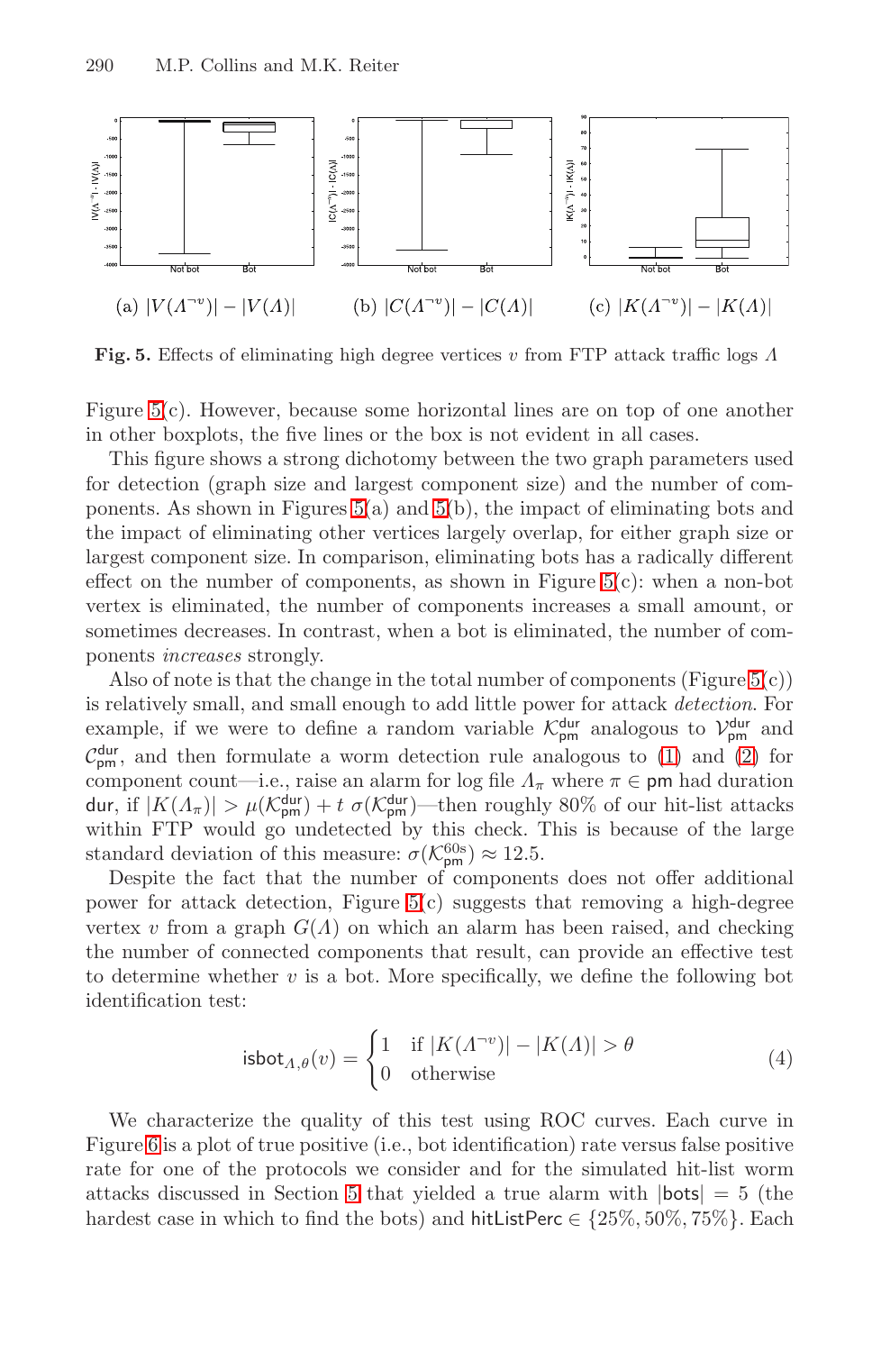(a) $|V(\Lambda^{\neg v})| - |V(\Lambda)|$ (b) $|C(\Lambda^{\neg v})| - |C(\Lambda)|$ (c) $|K(\Lambda^{\neg v})| - |K(\Lambda)|$

**Fig. 5.** Effects of eliminating high degree vertices $v$ from FTP attack traffic logs $\Lambda$

Figure 5(c). However, because some horizontal lines are on top of one another in other boxplots, the five lines or the box is not evident in all cases.

This figure shows a strong dichotomy between the two graph parameters used for detection (graph size and largest component size) and the number of components. As shown in Figures 5(a) and 5(b), the impact of eliminating bots and the impact of eliminating other vertices largely overlap, for either graph size or largest component size. In comparison, eliminating bots has a radically different effect on the number of components, as shown in Figure 5(c): when a non-bot vertex is eliminated, the number of components increases a small amount, or sometimes decreases. In contrast, when a bot is eliminated, the number of components *increases* strongly.

Also of note is that the change in the total number of components (Figure 5(c)) is relatively small, and small enough to add little power for attack *detection*. For example, if we were to define a random variable $\mathcal{K}_{\mathsf{pm}}^{\mathsf{dur}}$ analogous to $\mathcal{V}_{\mathsf{pm}}^{\mathsf{dur}}$ and $\mathcal{C}_{\mathsf{pm}}^{\mathsf{dur}}$, and then formulate a worm detection rule analogous to (1) and (2) for component count—i.e., raise an alarm for log file $\Lambda_\pi$ where $\pi \in \mathsf{pm}$ had duration $\mathsf{dur}$, if $|K(\Lambda_\pi)| > \mu(\mathcal{K}_{\mathsf{pm}}^{\mathsf{dur}}) + t\ \sigma(\mathcal{K}_{\mathsf{pm}}^{\mathsf{dur}})$—then roughly 80% of our hit-list attacks within FTP would go undetected by this check. This is because of the large standard deviation of this measure: $\sigma(\mathcal{K}_{\mathsf{pm}}^{60\mathsf{s}}) \approx 12.5$.

Despite the fact that the number of components does not offer additional power for attack detection, Figure 5(c) suggests that removing a high-degree vertex $v$ from a graph $G(\Lambda)$ on which an alarm has been raised, and checking the number of connected components that result, can provide an effective test to determine whether $v$ is a bot. More specifically, we define the following bot identification test:

$$\mathsf{isbot}_{\Lambda,\theta}(v) = \begin{cases} 1 & \text{if } |K(\Lambda^{\neg v})| - |K(\Lambda)| > \theta \\ 0 & \text{otherwise} \end{cases} \tag{4}$$

We characterize the quality of this test using ROC curves. Each curve in Figure 6 is a plot of true positive (i.e., bot identification) rate versus false positive rate for one of the protocols we consider and for the simulated hit-list worm attacks discussed in Section 5 that yielded a true alarm with $|\mathsf{bots}| = 5$ (the hardest case in which to find the bots) and $\mathsf{hitListPerc} \in \{25\%, 50\%, 75\%\}$. Each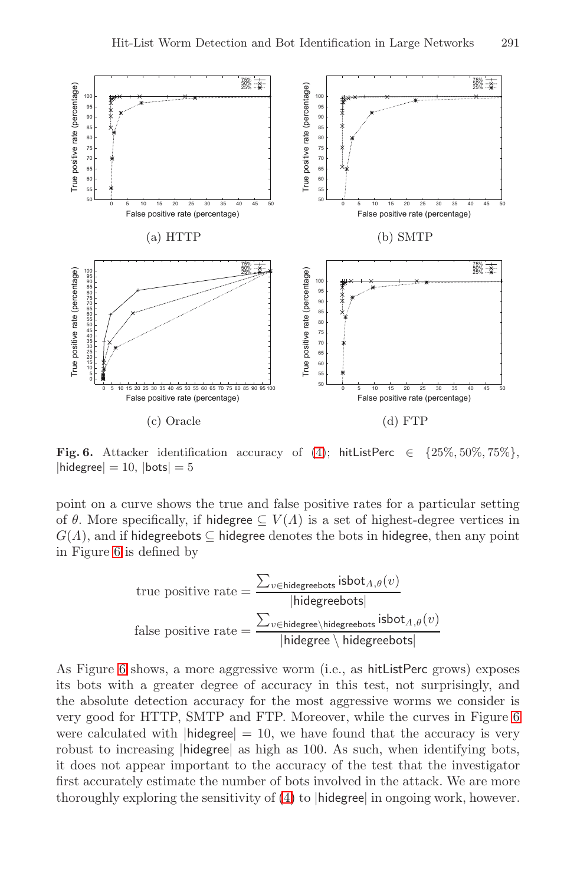**Fig. 6.** Attacker identification accuracy of (4); hitListPerc $\in \{25\%, 50\%, 75\%\}$, $|\text{hidegree}| = 10$, $|\text{bots}| = 5$

point on a curve shows the true and false positive rates for a particular setting of $\theta$. More specifically, if $\text{hidegree} \subseteq V(\Lambda)$ is a set of highest-degree vertices in $G(\Lambda)$, and if $\text{hidegreebots} \subseteq \text{hidegree}$ denotes the bots in hidegree, then any point in Figure 6 is defined by

$$\text{true positive rate} = \frac{\sum_{v \in \text{hidegreebots}} \text{isbot}_{\Lambda,\theta}(v)}{|\text{hidegreebots}|}$$

$$\text{false positive rate} = \frac{\sum_{v \in \text{hidegree} \setminus \text{hidegreebots}} \text{isbot}_{\Lambda,\theta}(v)}{|\text{hidegree} \setminus \text{hidegreebots}|}$$

As Figure 6 shows, a more aggressive worm (i.e., as hitListPerc grows) exposes its bots with a greater degree of accuracy in this test, not surprisingly, and the absolute detection accuracy for the most aggressive worms we consider is very good for HTTP, SMTP and FTP. Moreover, while the curves in Figure 6 were calculated with $|\text{hidegree}| = 10$, we have found that the accuracy is very robust to increasing $|\text{hidegree}|$ as high as 100. As such, when identifying bots, it does not appear important to the accuracy of the test that the investigator first accurately estimate the number of bots involved in the attack. We are more thoroughly exploring the sensitivity of (4) to $|\text{hidegree}|$ in ongoing work, however.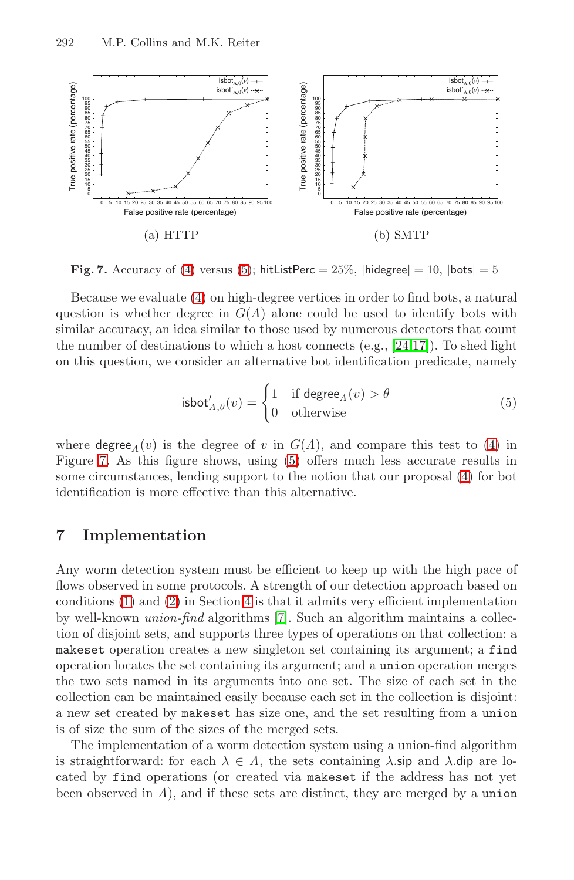(a) HTTP

(b) SMTP

**Fig. 7.** Accuracy of (4) versus (5); $\mathsf{hitListPerc} = 25\%$, $|\mathsf{hidegree}| = 10$, $|\mathsf{bots}| = 5$

Because we evaluate (4) on high-degree vertices in order to find bots, a natural question is whether degree in $G(\Lambda)$ alone could be used to identify bots with similar accuracy, an idea similar to those used by numerous detectors that count the number of destinations to which a host connects (e.g., [24,17]). To shed light on this question, we consider an alternative bot identification predicate, namely

$$\mathsf{isbot}'_{\Lambda,\theta}(v) = \begin{cases} 1 & \text{if } \mathsf{degree}_{\Lambda}(v) > \theta \\ 0 & \text{otherwise} \end{cases} \tag{5}$$

where $\mathsf{degree}_{\Lambda}(v)$ is the degree of $v$ in $G(\Lambda)$, and compare this test to (4) in Figure 7. As this figure shows, using (5) offers much less accurate results in some circumstances, lending support to the notion that our proposal (4) for bot identification is more effective than this alternative.

## 7 Implementation

Any worm detection system must be efficient to keep up with the high pace of flows observed in some protocols. A strength of our detection approach based on conditions (1) and (2) in Section 4 is that it admits very efficient implementation by well-known *union-find* algorithms [7]. Such an algorithm maintains a collection of disjoint sets, and supports three types of operations on that collection: a `makeset` operation creates a new singleton set containing its argument; a `find` operation locates the set containing its argument; and a `union` operation merges the two sets named in its arguments into one set. The size of each set in the collection can be maintained easily because each set in the collection is disjoint: a new set created by `makeset` has size one, and the set resulting from a `union` is of size the sum of the sizes of the merged sets.

The implementation of a worm detection system using a union-find algorithm is straightforward: for each $\lambda \in \Lambda$, the sets containing $\lambda.\mathsf{sip}$ and $\lambda.\mathsf{dip}$ are located by `find` operations (or created via `makeset` if the address has not yet been observed in $\Lambda$), and if these sets are distinct, they are merged by a `union`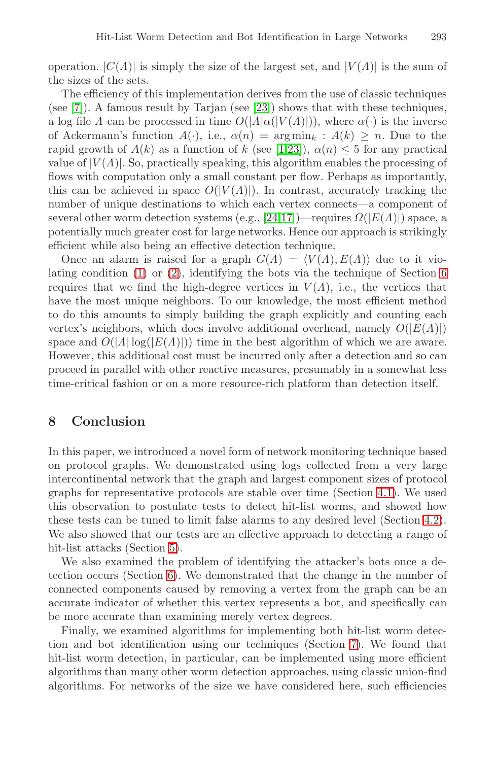operation. $|C(\Lambda)|$ is simply the size of the largest set, and $|V(\Lambda)|$ is the sum of the sizes of the sets.

The efficiency of this implementation derives from the use of classic techniques (see [7]). A famous result by Tarjan (see [23]) shows that with these techniques, a log file $\Lambda$ can be processed in time $O(|\Lambda|\alpha(|V(\Lambda)|))$, where $\alpha(\cdot)$ is the inverse of Ackermann's function $A(\cdot)$, i.e., $\alpha(n) = \arg\min_k : A(k) \geq n$. Due to the rapid growth of $A(k)$ as a function of $k$ (see [1,23]), $\alpha(n) \leq 5$ for any practical value of $|V(\Lambda)|$. So, practically speaking, this algorithm enables the processing of flows with computation only a small constant per flow. Perhaps as importantly, this can be achieved in space $O(|V(\Lambda)|)$. In contrast, accurately tracking the number of unique destinations to which each vertex connects—a component of several other worm detection systems (e.g., [24,17])—requires $\Omega(|E(\Lambda)|)$ space, a potentially much greater cost for large networks. Hence our approach is strikingly efficient while also being an effective detection technique.

Once an alarm is raised for a graph $G(\Lambda) = \langle V(\Lambda), E(\Lambda)\rangle$ due to it violating condition (1) or (2), identifying the bots via the technique of Section 6 requires that we find the high-degree vertices in $V(\Lambda)$, i.e., the vertices that have the most unique neighbors. To our knowledge, the most efficient method to do this amounts to simply building the graph explicitly and counting each vertex's neighbors, which does involve additional overhead, namely $O(|E(\Lambda)|)$ space and $O(|\Lambda| \log(|E(\Lambda)|))$ time in the best algorithm of which we are aware. However, this additional cost must be incurred only after a detection and so can proceed in parallel with other reactive measures, presumably in a somewhat less time-critical fashion or on a more resource-rich platform than detection itself.

## 8 Conclusion

In this paper, we introduced a novel form of network monitoring technique based on protocol graphs. We demonstrated using logs collected from a very large intercontinental network that the graph and largest component sizes of protocol graphs for representative protocols are stable over time (Section 4.1). We used this observation to postulate tests to detect hit-list worms, and showed how these tests can be tuned to limit false alarms to any desired level (Section 4.2). We also showed that our tests are an effective approach to detecting a range of hit-list attacks (Section 5).

We also examined the problem of identifying the attacker's bots once a detection occurs (Section 6). We demonstrated that the change in the number of connected components caused by removing a vertex from the graph can be an accurate indicator of whether this vertex represents a bot, and specifically can be more accurate than examining merely vertex degrees.

Finally, we examined algorithms for implementing both hit-list worm detection and bot identification using our techniques (Section 7). We found that hit-list worm detection, in particular, can be implemented using more efficient algorithms than many other worm detection approaches, using classic union-find algorithms. For networks of the size we have considered here, such efficiencies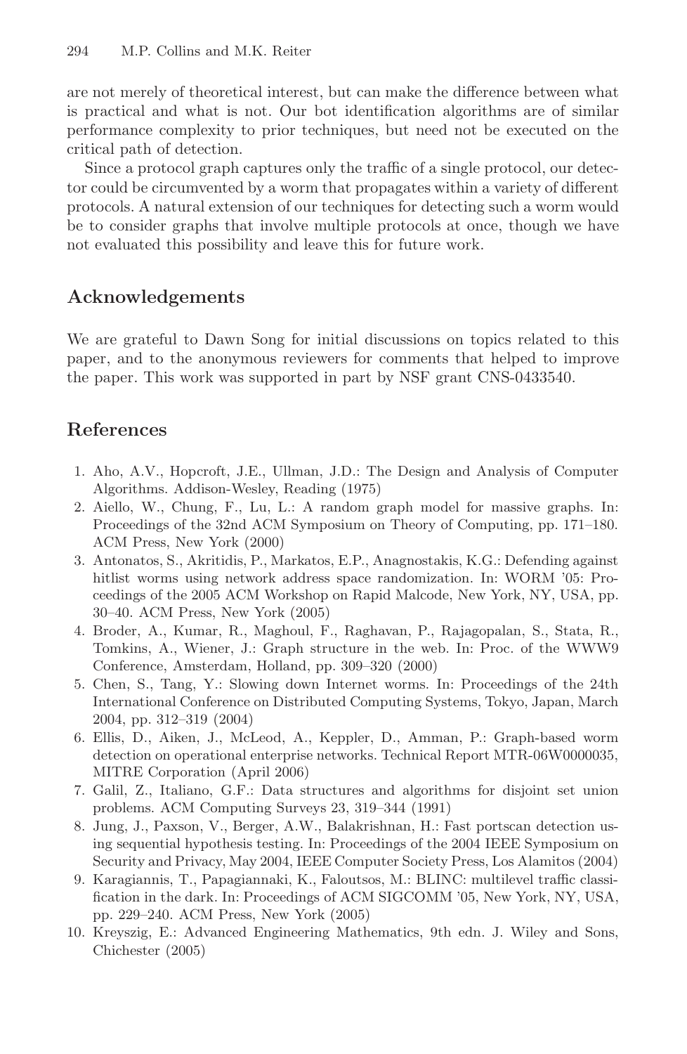are not merely of theoretical interest, but can make the difference between what is practical and what is not. Our bot identification algorithms are of similar performance complexity to prior techniques, but need not be executed on the critical path of detection.

Since a protocol graph captures only the traffic of a single protocol, our detector could be circumvented by a worm that propagates within a variety of different protocols. A natural extension of our techniques for detecting such a worm would be to consider graphs that involve multiple protocols at once, though we have not evaluated this possibility and leave this for future work.

## Acknowledgements

We are grateful to Dawn Song for initial discussions on topics related to this paper, and to the anonymous reviewers for comments that helped to improve the paper. This work was supported in part by NSF grant CNS-0433540.

## References

1. Aho, A.V., Hopcroft, J.E., Ullman, J.D.: The Design and Analysis of Computer Algorithms. Addison-Wesley, Reading (1975)
2. Aiello, W., Chung, F., Lu, L.: A random graph model for massive graphs. In: Proceedings of the 32nd ACM Symposium on Theory of Computing, pp. 171–180. ACM Press, New York (2000)
3. Antonatos, S., Akritidis, P., Markatos, E.P., Anagnostakis, K.G.: Defending against hitlist worms using network address space randomization. In: WORM '05: Proceedings of the 2005 ACM Workshop on Rapid Malcode, New York, NY, USA, pp. 30–40. ACM Press, New York (2005)
4. Broder, A., Kumar, R., Maghoul, F., Raghavan, P., Rajagopalan, S., Stata, R., Tomkins, A., Wiener, J.: Graph structure in the web. In: Proc. of the WWW9 Conference, Amsterdam, Holland, pp. 309–320 (2000)
5. Chen, S., Tang, Y.: Slowing down Internet worms. In: Proceedings of the 24th International Conference on Distributed Computing Systems, Tokyo, Japan, March 2004, pp. 312–319 (2004)
6. Ellis, D., Aiken, J., McLeod, A., Keppler, D., Amman, P.: Graph-based worm detection on operational enterprise networks. Technical Report MTR-06W0000035, MITRE Corporation (April 2006)
7. Galil, Z., Italiano, G.F.: Data structures and algorithms for disjoint set union problems. ACM Computing Surveys 23, 319–344 (1991)
8. Jung, J., Paxson, V., Berger, A.W., Balakrishnan, H.: Fast portscan detection using sequential hypothesis testing. In: Proceedings of the 2004 IEEE Symposium on Security and Privacy, May 2004, IEEE Computer Society Press, Los Alamitos (2004)
9. Karagiannis, T., Papagiannaki, K., Faloutsos, M.: BLINC: multilevel traffic classification in the dark. In: Proceedings of ACM SIGCOMM '05, New York, NY, USA, pp. 229–240. ACM Press, New York (2005)
10. Kreyszig, E.: Advanced Engineering Mathematics, 9th edn. J. Wiley and Sons, Chichester (2005)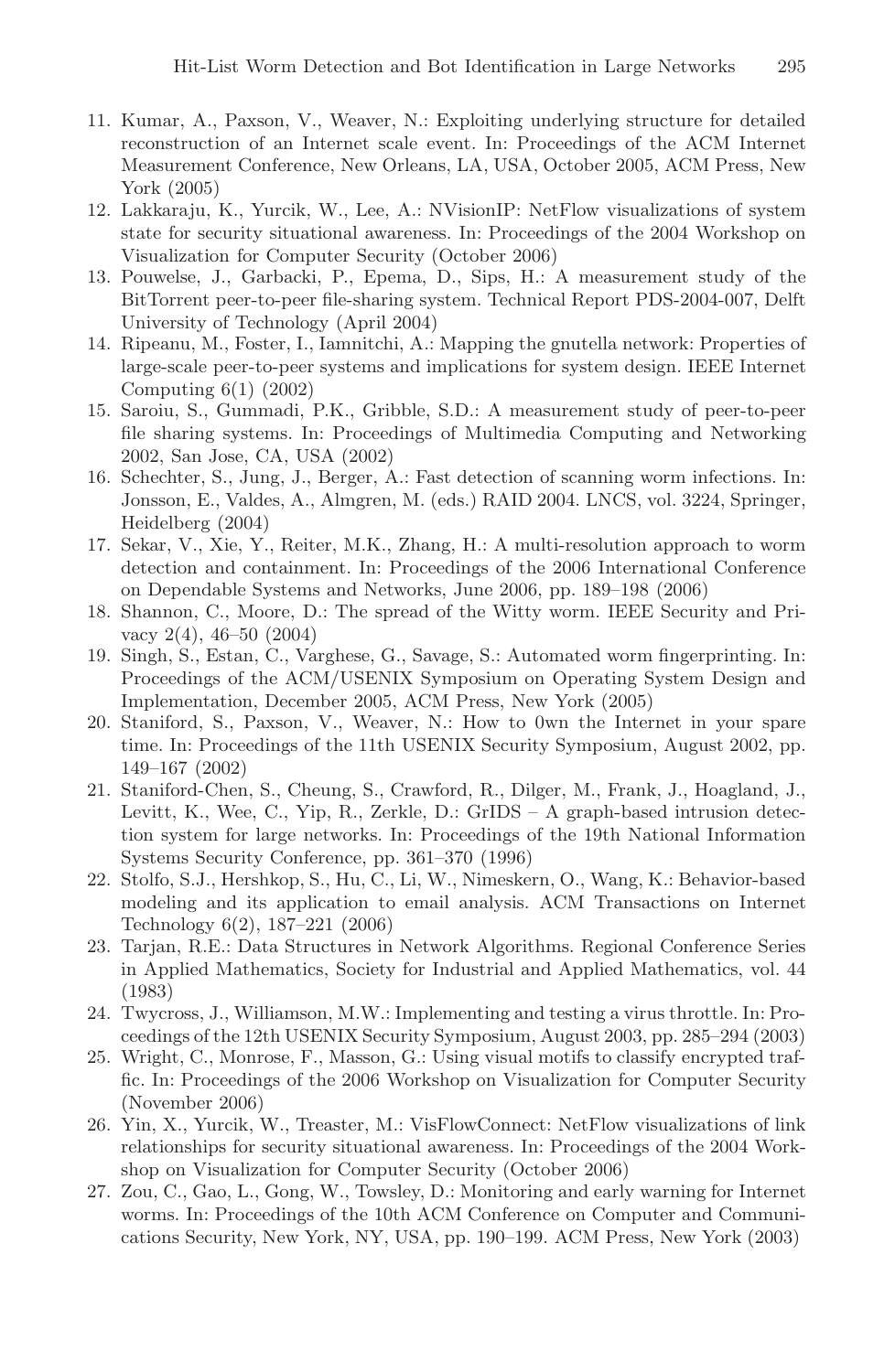11. Kumar, A., Paxson, V., Weaver, N.: Exploiting underlying structure for detailed reconstruction of an Internet scale event. In: Proceedings of the ACM Internet Measurement Conference, New Orleans, LA, USA, October 2005, ACM Press, New York (2005)
12. Lakkaraju, K., Yurcik, W., Lee, A.: NVisionIP: NetFlow visualizations of system state for security situational awareness. In: Proceedings of the 2004 Workshop on Visualization for Computer Security (October 2006)
13. Pouwelse, J., Garbacki, P., Epema, D., Sips, H.: A measurement study of the BitTorrent peer-to-peer file-sharing system. Technical Report PDS-2004-007, Delft University of Technology (April 2004)
14. Ripeanu, M., Foster, I., Iamnitchi, A.: Mapping the gnutella network: Properties of large-scale peer-to-peer systems and implications for system design. IEEE Internet Computing 6(1) (2002)
15. Saroiu, S., Gummadi, P.K., Gribble, S.D.: A measurement study of peer-to-peer file sharing systems. In: Proceedings of Multimedia Computing and Networking 2002, San Jose, CA, USA (2002)
16. Schechter, S., Jung, J., Berger, A.: Fast detection of scanning worm infections. In: Jonsson, E., Valdes, A., Almgren, M. (eds.) RAID 2004. LNCS, vol. 3224, Springer, Heidelberg (2004)
17. Sekar, V., Xie, Y., Reiter, M.K., Zhang, H.: A multi-resolution approach to worm detection and containment. In: Proceedings of the 2006 International Conference on Dependable Systems and Networks, June 2006, pp. 189–198 (2006)
18. Shannon, C., Moore, D.: The spread of the Witty worm. IEEE Security and Privacy 2(4), 46–50 (2004)
19. Singh, S., Estan, C., Varghese, G., Savage, S.: Automated worm fingerprinting. In: Proceedings of the ACM/USENIX Symposium on Operating System Design and Implementation, December 2005, ACM Press, New York (2005)
20. Staniford, S., Paxson, V., Weaver, N.: How to 0wn the Internet in your spare time. In: Proceedings of the 11th USENIX Security Symposium, August 2002, pp. 149–167 (2002)
21. Staniford-Chen, S., Cheung, S., Crawford, R., Dilger, M., Frank, J., Hoagland, J., Levitt, K., Wee, C., Yip, R., Zerkle, D.: GrIDS – A graph-based intrusion detection system for large networks. In: Proceedings of the 19th National Information Systems Security Conference, pp. 361–370 (1996)
22. Stolfo, S.J., Hershkop, S., Hu, C., Li, W., Nimeskern, O., Wang, K.: Behavior-based modeling and its application to email analysis. ACM Transactions on Internet Technology 6(2), 187–221 (2006)
23. Tarjan, R.E.: Data Structures in Network Algorithms. Regional Conference Series in Applied Mathematics, Society for Industrial and Applied Mathematics, vol. 44 (1983)
24. Twycross, J., Williamson, M.W.: Implementing and testing a virus throttle. In: Proceedings of the 12th USENIX Security Symposium, August 2003, pp. 285–294 (2003)
25. Wright, C., Monrose, F., Masson, G.: Using visual motifs to classify encrypted traffic. In: Proceedings of the 2006 Workshop on Visualization for Computer Security (November 2006)
26. Yin, X., Yurcik, W., Treaster, M.: VisFlowConnect: NetFlow visualizations of link relationships for security situational awareness. In: Proceedings of the 2004 Workshop on Visualization for Computer Security (October 2006)
27. Zou, C., Gao, L., Gong, W., Towsley, D.: Monitoring and early warning for Internet worms. In: Proceedings of the 10th ACM Conference on Computer and Communications Security, New York, NY, USA, pp. 190–199. ACM Press, New York (2003)